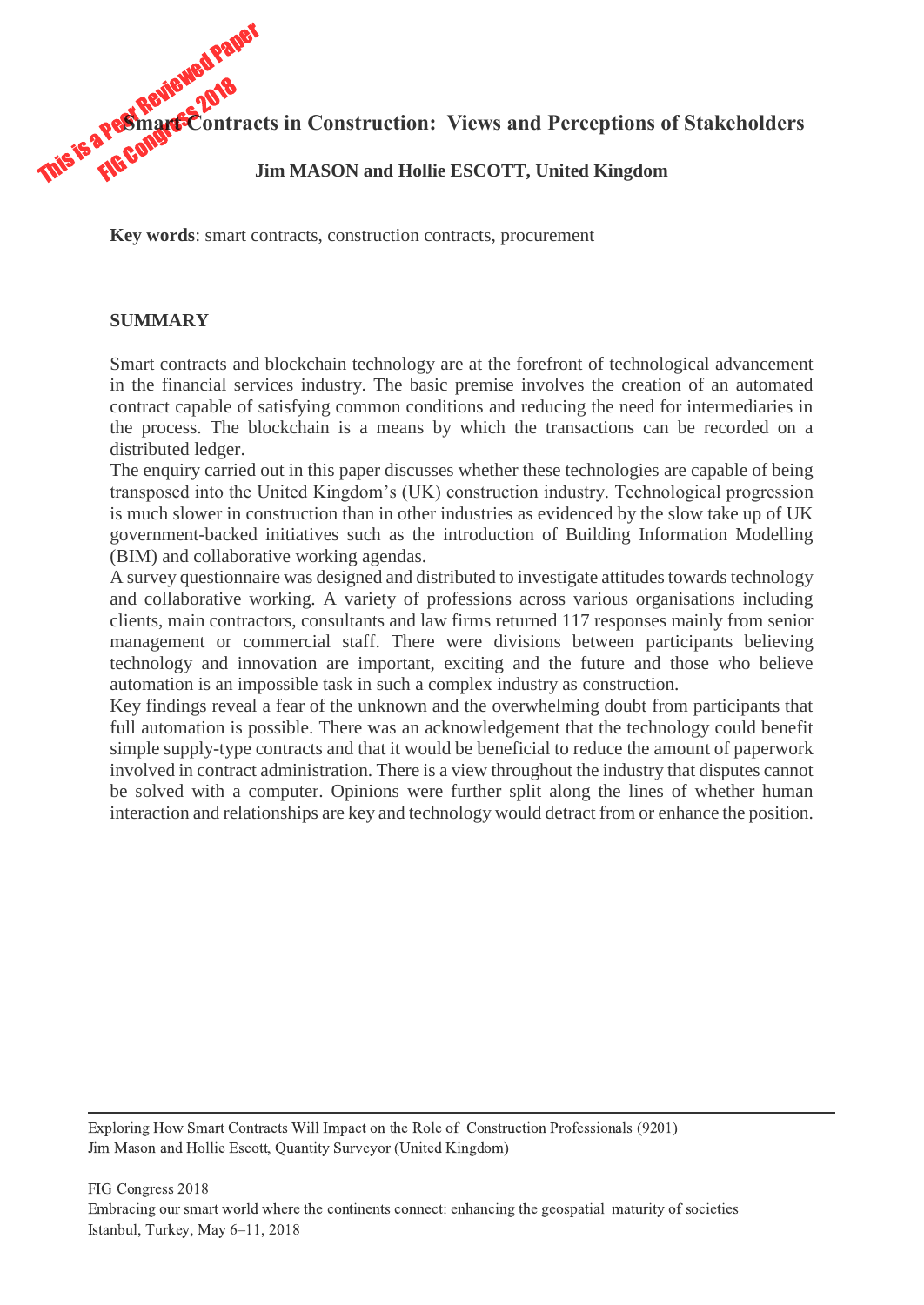# Smart Contracts in Construction: Views and Perceptions of Stakeholders

**Jim MASON and Hollie ESCOTT, United Kingdom**

**Key words**: smart contracts, construction contracts, procurement

## SUMMARY

Smart contracts and blockchain technology are at the forefront of technological advancement in the financial services industry. The basic premise involves the creation of an automated contract capable of satisfying common conditions and reducing the need for intermediaries in the process. The blockchain is a means by which the transactions can be recorded on a distributed ledger.

The enquiry carried out in this paper discusses whether these technologies are capable of being transposed into the United Kingdom's (UK) construction industry. Technological progression is much slower in construction than in other industries as evidenced by the slow take up of UK government-backed initiatives such as the introduction of Building Information Modelling (BIM) and collaborative working agendas.

A survey questionnaire was designed and distributed to investigate attitudes towards technology and collaborative working. A variety of professions across various organisations including clients, main contractors, consultants and law firms returned 117 responses mainly from senior management or commercial staff. There were divisions between participants believing technology and innovation are important, exciting and the future and those who believe automation is an impossible task in such a complex industry as construction.

Key findings reveal a fear of the unknown and the overwhelming doubt from participants that full automation is possible. There was an acknowledgement that the technology could benefit simple supply-type contracts and that it would be beneficial to reduce the amount of paperwork involved in contract administration. There is a view throughout the industry that disputes cannot be solved with a computer. Opinions were further split along the lines of whether human interaction and relationships are key and technology would detract from or enhance the position.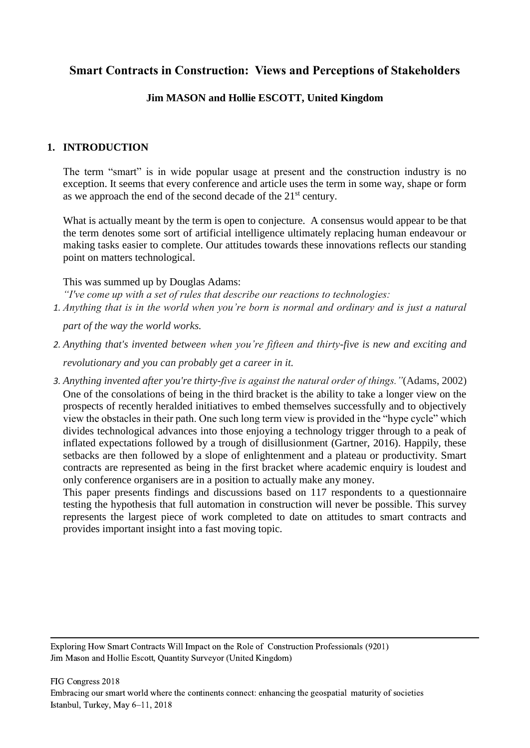# Smart Contracts in Construction: Views and Perceptions of Stakeholders

**Jim MASON and Hollie ESCOTT, United Kingdom**

## 1. INTRODUCTION

The term "smart" is in wide popular usage at present and the construction industry is no exception. It seems that every conference and article uses the term in some way, shape or form as we approach the end of the second decade of the 21st century.

What is actually meant by the term is open to conjecture. A consensus would appear to be that the term denotes some sort of artificial intelligence ultimately replacing human endeavour or making tasks easier to complete. Our attitudes towards these innovations reflects our standing point on matters technological.

This was summed up by Douglas Adams:

*"I've come up with a set of rules that describe our reactions to technologies:*

1. *Anything that is in the world when you're born is normal and ordinary and is just a natural part of the way the world works.*
2. *Anything that's invented between when you're fifteen and thirty-five is new and exciting and revolutionary and you can probably get a career in it.*
3. *Anything invented after you're thirty-five is against the natural order of things."* (Adams, 2002)

One of the consolations of being in the third bracket is the ability to take a longer view on the prospects of recently heralded initiatives to embed themselves successfully and to objectively view the obstacles in their path. One such long term view is provided in the "hype cycle" which divides technological advances into those enjoying a technology trigger through to a peak of inflated expectations followed by a trough of disillusionment (Gartner, 2016). Happily, these setbacks are then followed by a slope of enlightenment and a plateau or productivity. Smart contracts are represented as being in the first bracket where academic enquiry is loudest and only conference organisers are in a position to actually make any money.

This paper presents findings and discussions based on 117 respondents to a questionnaire testing the hypothesis that full automation in construction will never be possible. This survey represents the largest piece of work completed to date on attitudes to smart contracts and provides important insight into a fast moving topic.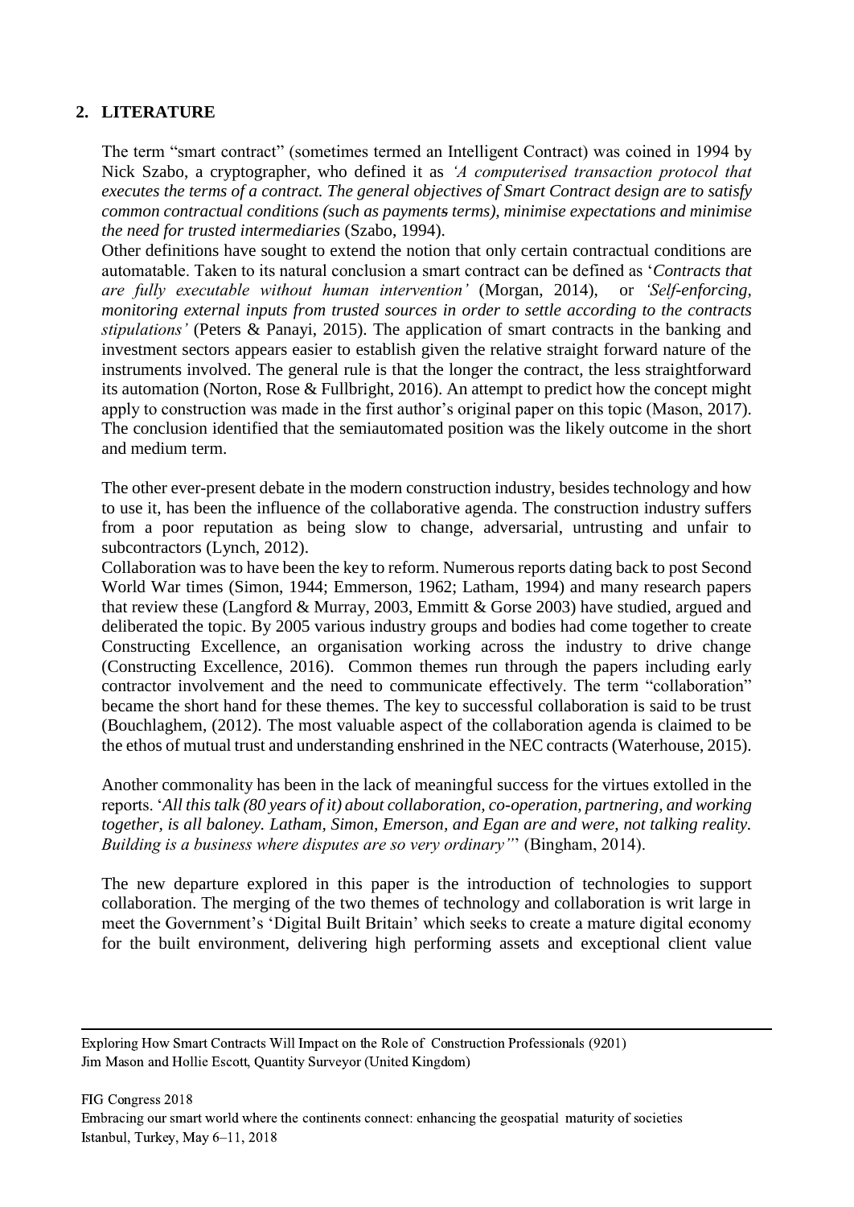## 2. LITERATURE

The term "smart contract" (sometimes termed an Intelligent Contract) was coined in 1994 by Nick Szabo, a cryptographer, who defined it as *'A computerised transaction protocol that executes the terms of a contract. The general objectives of Smart Contract design are to satisfy common contractual conditions (such as payments terms), minimise expectations and minimise the need for trusted intermediaries* (Szabo, 1994).

Other definitions have sought to extend the notion that only certain contractual conditions are automatable. Taken to its natural conclusion a smart contract can be defined as '*Contracts that are fully executable without human intervention'* (Morgan, 2014), or *'Self-enforcing, monitoring external inputs from trusted sources in order to settle according to the contracts stipulations'* (Peters & Panayi, 2015). The application of smart contracts in the banking and investment sectors appears easier to establish given the relative straight forward nature of the instruments involved. The general rule is that the longer the contract, the less straightforward its automation (Norton, Rose & Fullbright, 2016). An attempt to predict how the concept might apply to construction was made in the first author's original paper on this topic (Mason, 2017). The conclusion identified that the semiautomated position was the likely outcome in the short and medium term.

The other ever-present debate in the modern construction industry, besides technology and how to use it, has been the influence of the collaborative agenda. The construction industry suffers from a poor reputation as being slow to change, adversarial, untrusting and unfair to subcontractors (Lynch, 2012).

Collaboration was to have been the key to reform. Numerous reports dating back to post Second World War times (Simon, 1944; Emmerson, 1962; Latham, 1994) and many research papers that review these (Langford & Murray, 2003, Emmitt & Gorse 2003) have studied, argued and deliberated the topic. By 2005 various industry groups and bodies had come together to create Constructing Excellence, an organisation working across the industry to drive change (Constructing Excellence, 2016). Common themes run through the papers including early contractor involvement and the need to communicate effectively. The term "collaboration" became the short hand for these themes. The key to successful collaboration is said to be trust (Bouchlaghem, (2012). The most valuable aspect of the collaboration agenda is claimed to be the ethos of mutual trust and understanding enshrined in the NEC contracts (Waterhouse, 2015).

Another commonality has been in the lack of meaningful success for the virtues extolled in the reports. '*All this talk (80 years of it) about collaboration, co-operation, partnering, and working together, is all baloney. Latham, Simon, Emerson, and Egan are and were, not talking reality. Building is a business where disputes are so very ordinary"*' (Bingham, 2014).

The new departure explored in this paper is the introduction of technologies to support collaboration. The merging of the two themes of technology and collaboration is writ large in meet the Government's 'Digital Built Britain' which seeks to create a mature digital economy for the built environment, delivering high performing assets and exceptional client value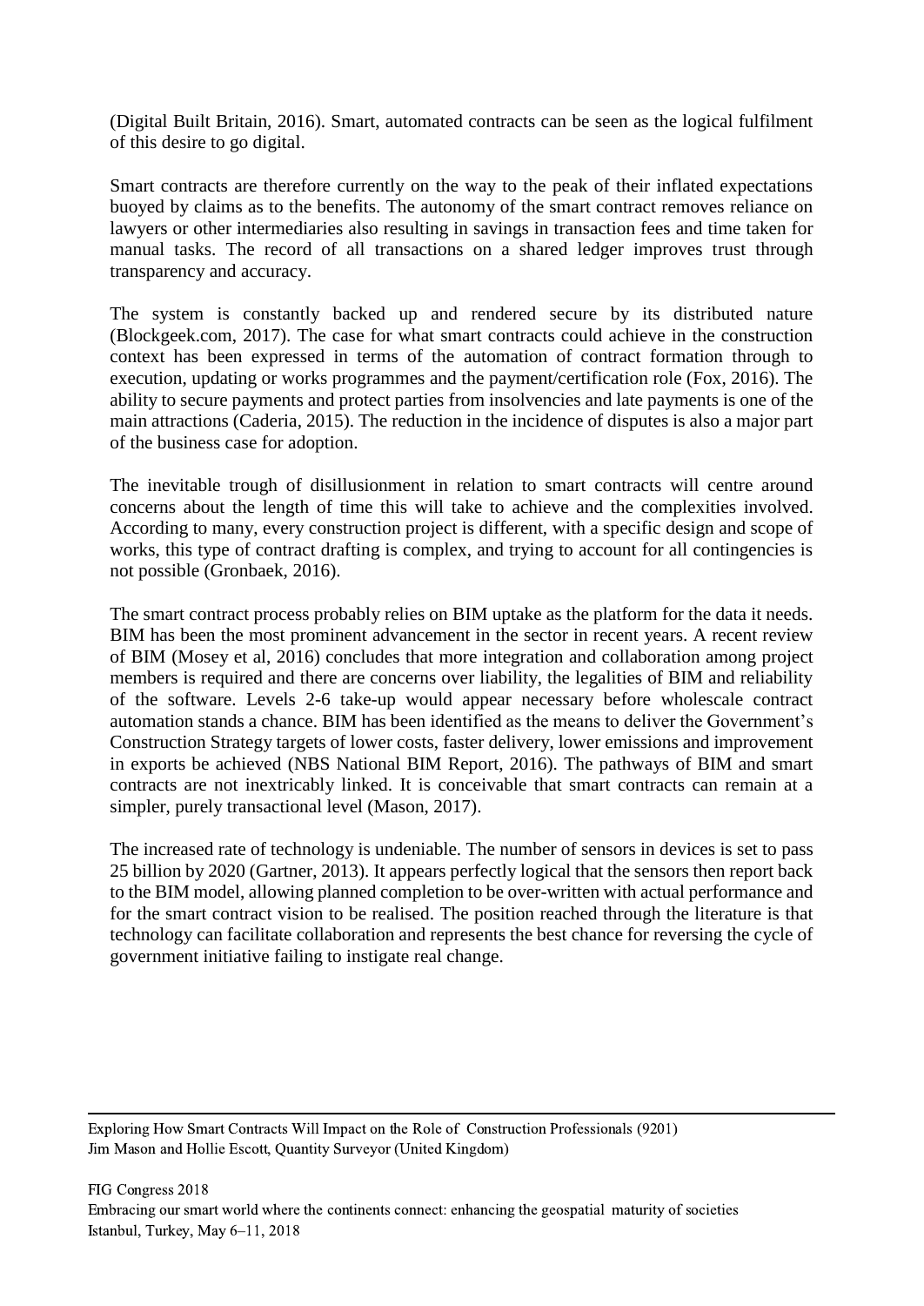(Digital Built Britain, 2016). Smart, automated contracts can be seen as the logical fulfilment of this desire to go digital.

Smart contracts are therefore currently on the way to the peak of their inflated expectations buoyed by claims as to the benefits. The autonomy of the smart contract removes reliance on lawyers or other intermediaries also resulting in savings in transaction fees and time taken for manual tasks. The record of all transactions on a shared ledger improves trust through transparency and accuracy.

The system is constantly backed up and rendered secure by its distributed nature (Blockgeek.com, 2017). The case for what smart contracts could achieve in the construction context has been expressed in terms of the automation of contract formation through to execution, updating or works programmes and the payment/certification role (Fox, 2016). The ability to secure payments and protect parties from insolvencies and late payments is one of the main attractions (Caderia, 2015). The reduction in the incidence of disputes is also a major part of the business case for adoption.

The inevitable trough of disillusionment in relation to smart contracts will centre around concerns about the length of time this will take to achieve and the complexities involved. According to many, every construction project is different, with a specific design and scope of works, this type of contract drafting is complex, and trying to account for all contingencies is not possible (Gronbaek, 2016).

The smart contract process probably relies on BIM uptake as the platform for the data it needs. BIM has been the most prominent advancement in the sector in recent years. A recent review of BIM (Mosey et al, 2016) concludes that more integration and collaboration among project members is required and there are concerns over liability, the legalities of BIM and reliability of the software. Levels 2-6 take-up would appear necessary before wholescale contract automation stands a chance. BIM has been identified as the means to deliver the Government's Construction Strategy targets of lower costs, faster delivery, lower emissions and improvement in exports be achieved (NBS National BIM Report, 2016). The pathways of BIM and smart contracts are not inextricably linked. It is conceivable that smart contracts can remain at a simpler, purely transactional level (Mason, 2017).

The increased rate of technology is undeniable. The number of sensors in devices is set to pass 25 billion by 2020 (Gartner, 2013). It appears perfectly logical that the sensors then report back to the BIM model, allowing planned completion to be over-written with actual performance and for the smart contract vision to be realised. The position reached through the literature is that technology can facilitate collaboration and represents the best chance for reversing the cycle of government initiative failing to instigate real change.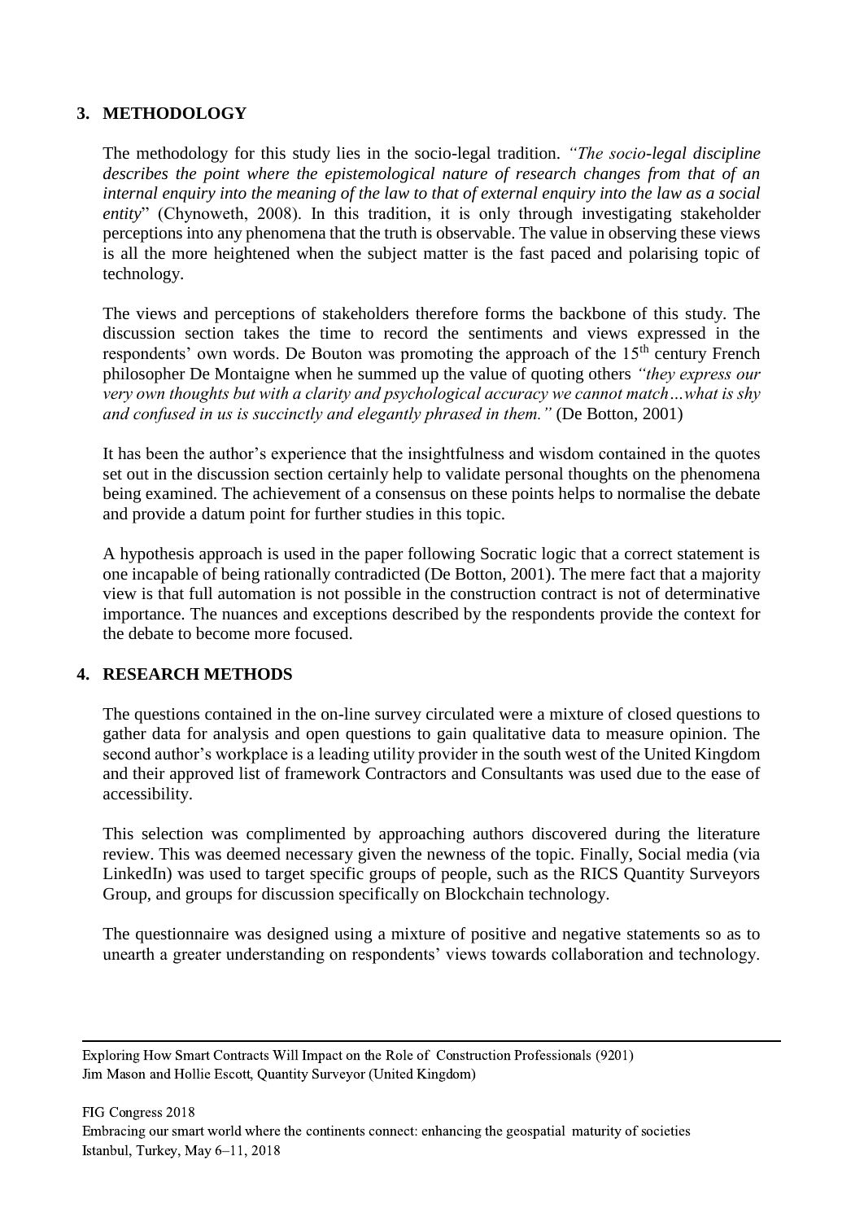## 3. METHODOLOGY

The methodology for this study lies in the socio-legal tradition. *"The socio-legal discipline describes the point where the epistemological nature of research changes from that of an internal enquiry into the meaning of the law to that of external enquiry into the law as a social entity*" (Chynoweth, 2008). In this tradition, it is only through investigating stakeholder perceptions into any phenomena that the truth is observable. The value in observing these views is all the more heightened when the subject matter is the fast paced and polarising topic of technology.

The views and perceptions of stakeholders therefore forms the backbone of this study. The discussion section takes the time to record the sentiments and views expressed in the respondents' own words. De Bouton was promoting the approach of the 15th century French philosopher De Montaigne when he summed up the value of quoting others *"they express our very own thoughts but with a clarity and psychological accuracy we cannot match…what is shy and confused in us is succinctly and elegantly phrased in them."* (De Botton, 2001)

It has been the author's experience that the insightfulness and wisdom contained in the quotes set out in the discussion section certainly help to validate personal thoughts on the phenomena being examined. The achievement of a consensus on these points helps to normalise the debate and provide a datum point for further studies in this topic.

A hypothesis approach is used in the paper following Socratic logic that a correct statement is one incapable of being rationally contradicted (De Botton, 2001). The mere fact that a majority view is that full automation is not possible in the construction contract is not of determinative importance. The nuances and exceptions described by the respondents provide the context for the debate to become more focused.

## 4. RESEARCH METHODS

The questions contained in the on-line survey circulated were a mixture of closed questions to gather data for analysis and open questions to gain qualitative data to measure opinion. The second author's workplace is a leading utility provider in the south west of the United Kingdom and their approved list of framework Contractors and Consultants was used due to the ease of accessibility.

This selection was complimented by approaching authors discovered during the literature review. This was deemed necessary given the newness of the topic. Finally, Social media (via LinkedIn) was used to target specific groups of people, such as the RICS Quantity Surveyors Group, and groups for discussion specifically on Blockchain technology.

The questionnaire was designed using a mixture of positive and negative statements so as to unearth a greater understanding on respondents' views towards collaboration and technology.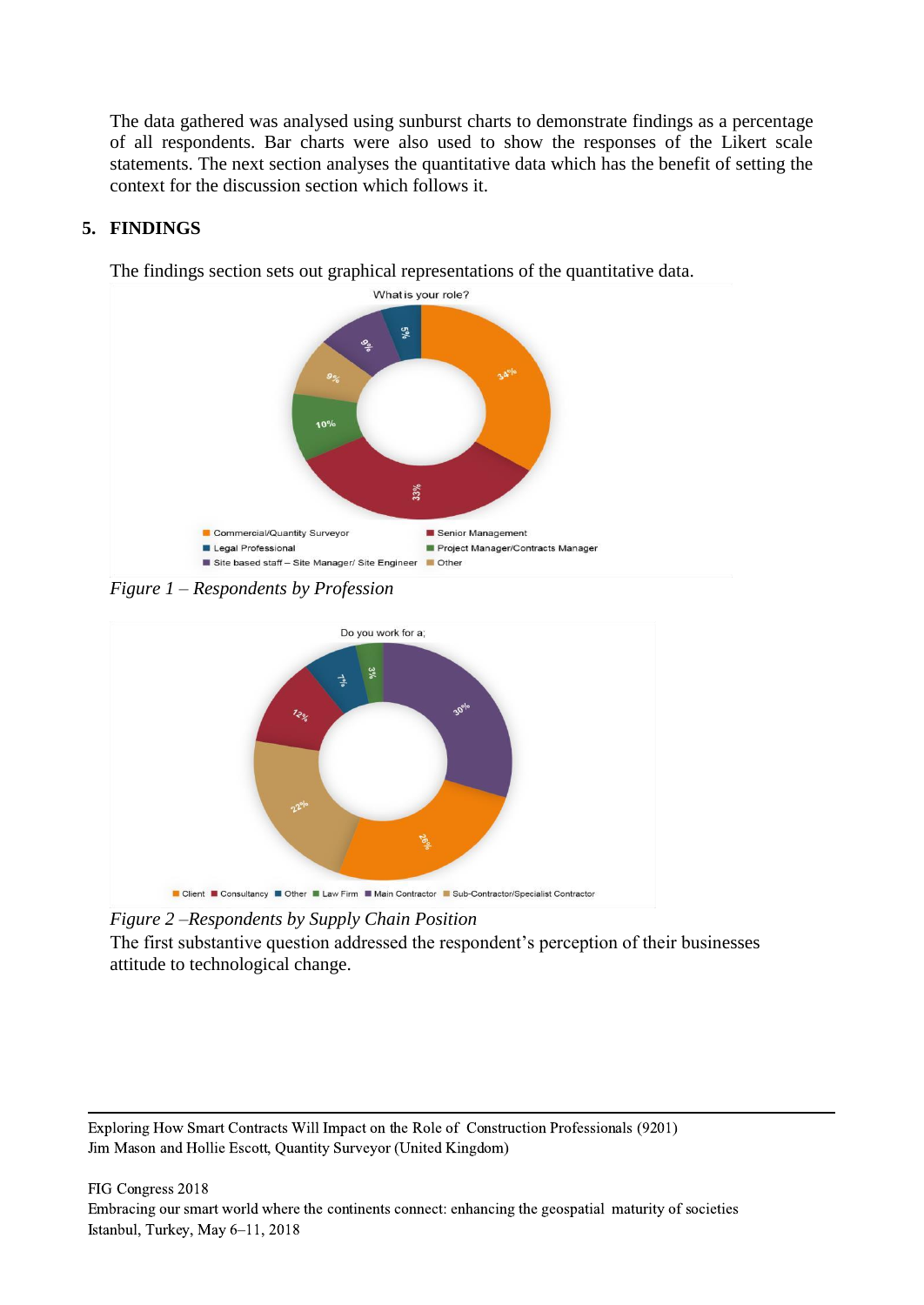The data gathered was analysed using sunburst charts to demonstrate findings as a percentage of all respondents. Bar charts were also used to show the responses of the Likert scale statements. The next section analyses the quantitative data which has the benefit of setting the context for the discussion section which follows it.

## 5. FINDINGS

The findings section sets out graphical representations of the quantitative data.

*Figure 1 – Respondents by Profession*

*Figure 2 –Respondents by Supply Chain Position*

The first substantive question addressed the respondent's perception of their businesses attitude to technological change.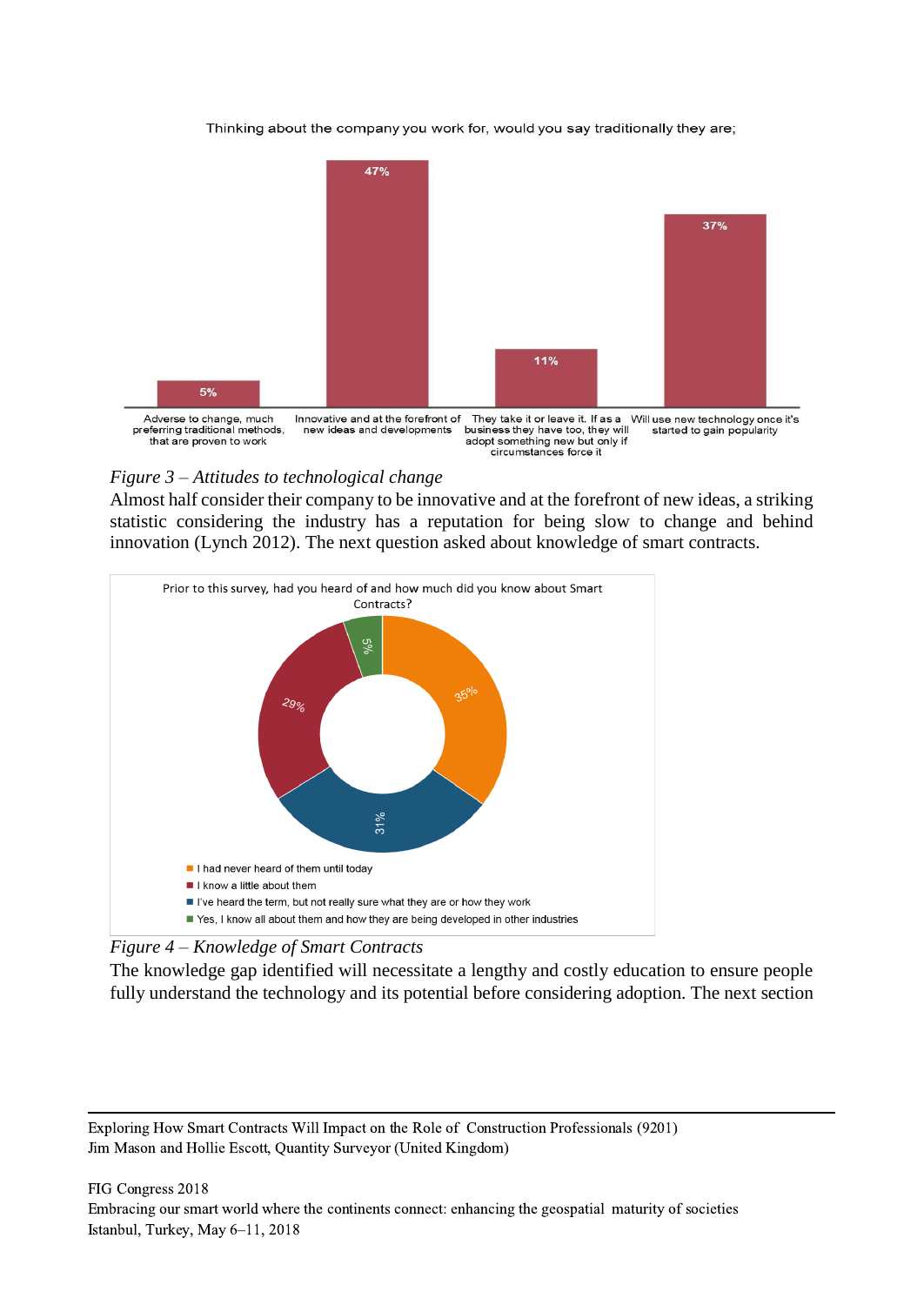*Figure 3 – Attitudes to technological change*

Almost half consider their company to be innovative and at the forefront of new ideas, a striking statistic considering the industry has a reputation for being slow to change and behind innovation (Lynch 2012). The next question asked about knowledge of smart contracts.

*Figure 4 – Knowledge of Smart Contracts*

The knowledge gap identified will necessitate a lengthy and costly education to ensure people fully understand the technology and its potential before considering adoption. The next section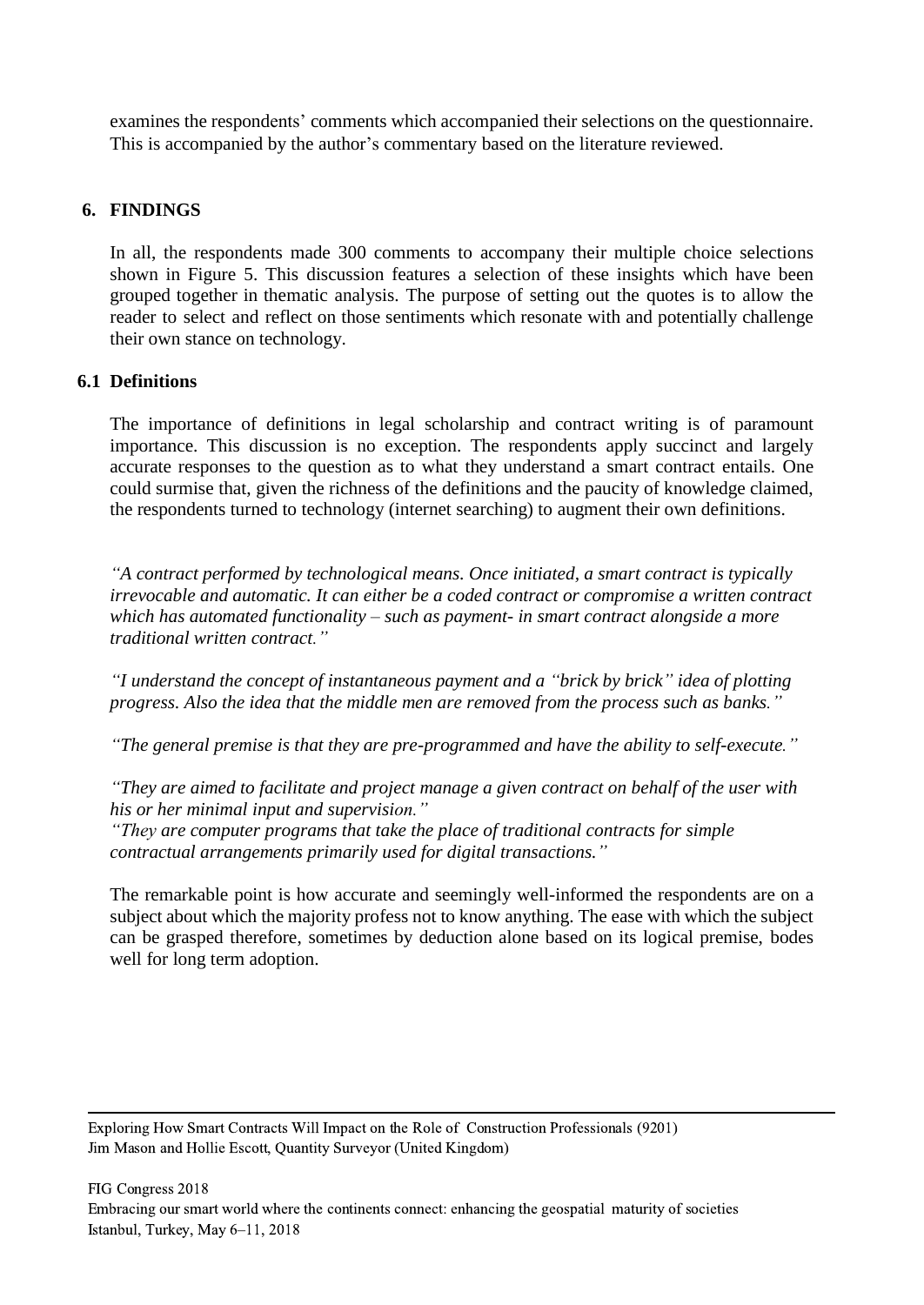examines the respondents' comments which accompanied their selections on the questionnaire. This is accompanied by the author's commentary based on the literature reviewed.

## 6. FINDINGS

In all, the respondents made 300 comments to accompany their multiple choice selections shown in Figure 5. This discussion features a selection of these insights which have been grouped together in thematic analysis. The purpose of setting out the quotes is to allow the reader to select and reflect on those sentiments which resonate with and potentially challenge their own stance on technology.

### 6.1 Definitions

The importance of definitions in legal scholarship and contract writing is of paramount importance. This discussion is no exception. The respondents apply succinct and largely accurate responses to the question as to what they understand a smart contract entails. One could surmise that, given the richness of the definitions and the paucity of knowledge claimed, the respondents turned to technology (internet searching) to augment their own definitions.

*"A contract performed by technological means. Once initiated, a smart contract is typically irrevocable and automatic. It can either be a coded contract or compromise a written contract which has automated functionality – such as payment- in smart contract alongside a more traditional written contract."*

*"I understand the concept of instantaneous payment and a "brick by brick" idea of plotting progress. Also the idea that the middle men are removed from the process such as banks."*

*"The general premise is that they are pre-programmed and have the ability to self-execute."*

*"They are aimed to facilitate and project manage a given contract on behalf of the user with his or her minimal input and supervision."*
*"They are computer programs that take the place of traditional contracts for simple contractual arrangements primarily used for digital transactions."*

The remarkable point is how accurate and seemingly well-informed the respondents are on a subject about which the majority profess not to know anything. The ease with which the subject can be grasped therefore, sometimes by deduction alone based on its logical premise, bodes well for long term adoption.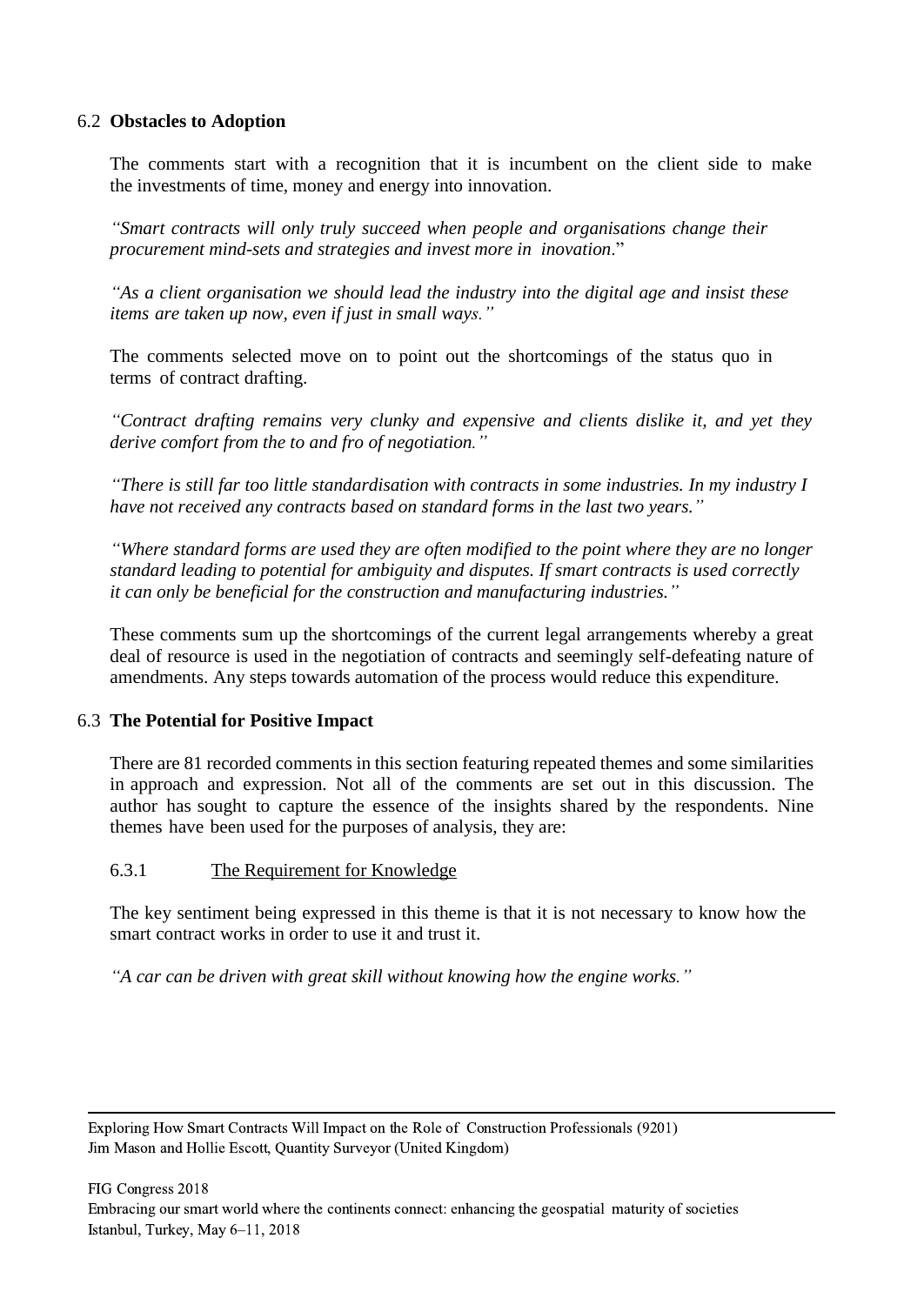### 6.2 **Obstacles to Adoption**

The comments start with a recognition that it is incumbent on the client side to make the investments of time, money and energy into innovation.

*"Smart contracts will only truly succeed when people and organisations change their procurement mind-sets and strategies and invest more in inovation*."

*"As a client organisation we should lead the industry into the digital age and insist these items are taken up now, even if just in small ways."*

The comments selected move on to point out the shortcomings of the status quo in terms of contract drafting.

*"Contract drafting remains very clunky and expensive and clients dislike it, and yet they derive comfort from the to and fro of negotiation."*

*"There is still far too little standardisation with contracts in some industries. In my industry I have not received any contracts based on standard forms in the last two years."*

*"Where standard forms are used they are often modified to the point where they are no longer standard leading to potential for ambiguity and disputes. If smart contracts is used correctly it can only be beneficial for the construction and manufacturing industries."*

These comments sum up the shortcomings of the current legal arrangements whereby a great deal of resource is used in the negotiation of contracts and seemingly self-defeating nature of amendments. Any steps towards automation of the process would reduce this expenditure.

### 6.3 **The Potential for Positive Impact**

There are 81 recorded comments in this section featuring repeated themes and some similarities in approach and expression. Not all of the comments are set out in this discussion. The author has sought to capture the essence of the insights shared by the respondents. Nine themes have been used for the purposes of analysis, they are:

#### 6.3.1 The Requirement for Knowledge

The key sentiment being expressed in this theme is that it is not necessary to know how the smart contract works in order to use it and trust it.

*"A car can be driven with great skill without knowing how the engine works."*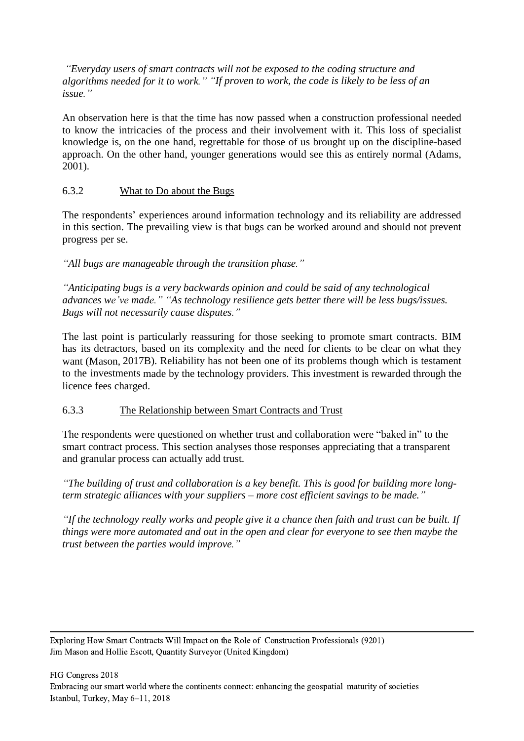*"Everyday users of smart contracts will not be exposed to the coding structure and algorithms needed for it to work." "If proven to work, the code is likely to be less of an issue."*

An observation here is that the time has now passed when a construction professional needed to know the intricacies of the process and their involvement with it. This loss of specialist knowledge is, on the one hand, regrettable for those of us brought up on the discipline-based approach. On the other hand, younger generations would see this as entirely normal (Adams, 2001).

### 6.3.2 What to Do about the Bugs

The respondents' experiences around information technology and its reliability are addressed in this section. The prevailing view is that bugs can be worked around and should not prevent progress per se.

*"All bugs are manageable through the transition phase."*

*"Anticipating bugs is a very backwards opinion and could be said of any technological advances we've made." "As technology resilience gets better there will be less bugs/issues. Bugs will not necessarily cause disputes."*

The last point is particularly reassuring for those seeking to promote smart contracts. BIM has its detractors, based on its complexity and the need for clients to be clear on what they want (Mason, 2017B). Reliability has not been one of its problems though which is testament to the investments made by the technology providers. This investment is rewarded through the licence fees charged.

### 6.3.3 The Relationship between Smart Contracts and Trust

The respondents were questioned on whether trust and collaboration were "baked in" to the smart contract process. This section analyses those responses appreciating that a transparent and granular process can actually add trust.

*"The building of trust and collaboration is a key benefit. This is good for building more long-term strategic alliances with your suppliers – more cost efficient savings to be made."*

*"If the technology really works and people give it a chance then faith and trust can be built. If things were more automated and out in the open and clear for everyone to see then maybe the trust between the parties would improve."*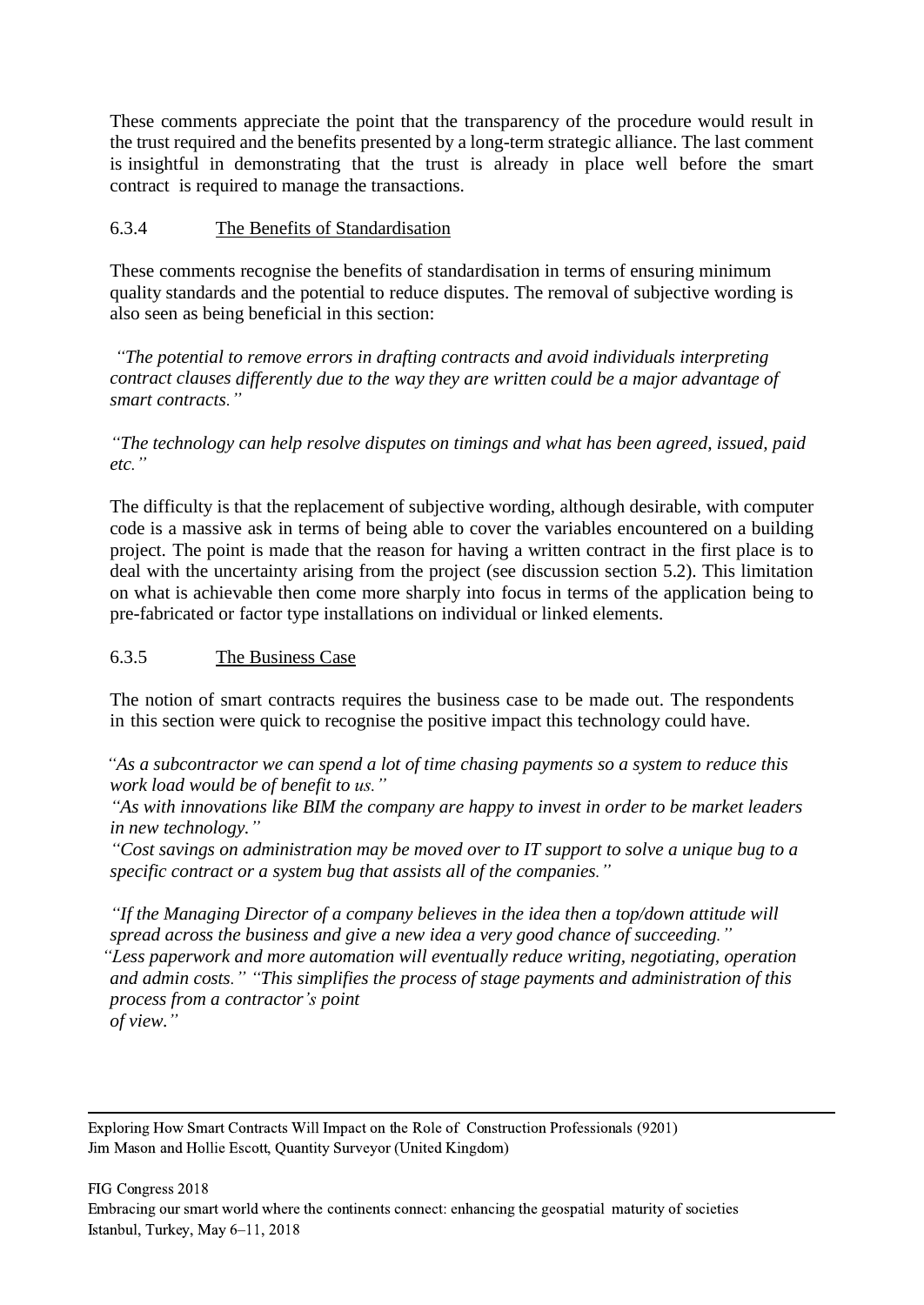These comments appreciate the point that the transparency of the procedure would result in the trust required and the benefits presented by a long-term strategic alliance. The last comment is insightful in demonstrating that the trust is already in place well before the smart contract is required to manage the transactions.

### 6.3.4 The Benefits of Standardisation

These comments recognise the benefits of standardisation in terms of ensuring minimum quality standards and the potential to reduce disputes. The removal of subjective wording is also seen as being beneficial in this section:

*"The potential to remove errors in drafting contracts and avoid individuals interpreting contract clauses differently due to the way they are written could be a major advantage of smart contracts."*

*"The technology can help resolve disputes on timings and what has been agreed, issued, paid etc."*

The difficulty is that the replacement of subjective wording, although desirable, with computer code is a massive ask in terms of being able to cover the variables encountered on a building project. The point is made that the reason for having a written contract in the first place is to deal with the uncertainty arising from the project (see discussion section 5.2). This limitation on what is achievable then come more sharply into focus in terms of the application being to pre-fabricated or factor type installations on individual or linked elements.

### 6.3.5 The Business Case

The notion of smart contracts requires the business case to be made out. The respondents in this section were quick to recognise the positive impact this technology could have.

*"As a subcontractor we can spend a lot of time chasing payments so a system to reduce this work load would be of benefit to us."*
*"As with innovations like BIM the company are happy to invest in order to be market leaders in new technology."*
*"Cost savings on administration may be moved over to IT support to solve a unique bug to a specific contract or a system bug that assists all of the companies."*

*"If the Managing Director of a company believes in the idea then a top/down attitude will spread across the business and give a new idea a very good chance of succeeding."*
*"Less paperwork and more automation will eventually reduce writing, negotiating, operation and admin costs." "This simplifies the process of stage payments and administration of this process from a contractor's point of view."*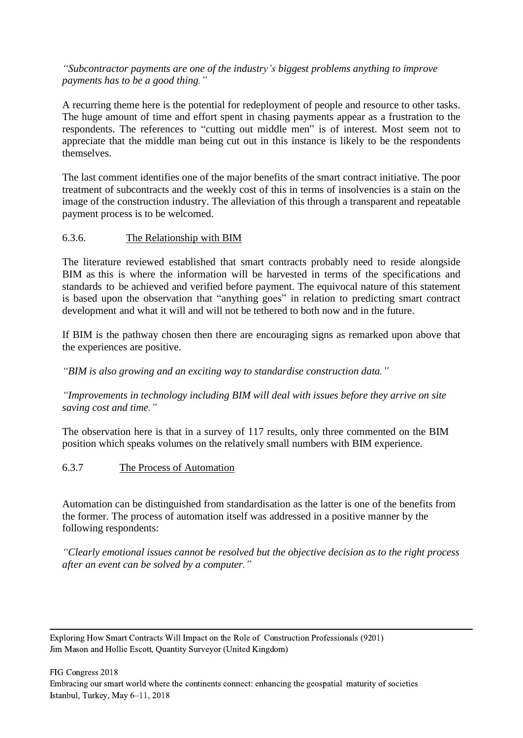*"Subcontractor payments are one of the industry's biggest problems anything to improve payments has to be a good thing."*

A recurring theme here is the potential for redeployment of people and resource to other tasks. The huge amount of time and effort spent in chasing payments appear as a frustration to the respondents. The references to "cutting out middle men" is of interest. Most seem not to appreciate that the middle man being cut out in this instance is likely to be the respondents themselves.

The last comment identifies one of the major benefits of the smart contract initiative. The poor treatment of subcontracts and the weekly cost of this in terms of insolvencies is a stain on the image of the construction industry. The alleviation of this through a transparent and repeatable payment process is to be welcomed.

#### 6.3.6. The Relationship with BIM

The literature reviewed established that smart contracts probably need to reside alongside BIM as this is where the information will be harvested in terms of the specifications and standards to be achieved and verified before payment. The equivocal nature of this statement is based upon the observation that "anything goes" in relation to predicting smart contract development and what it will and will not be tethered to both now and in the future.

If BIM is the pathway chosen then there are encouraging signs as remarked upon above that the experiences are positive.

*"BIM is also growing and an exciting way to standardise construction data."*

*"Improvements in technology including BIM will deal with issues before they arrive on site saving cost and time."*

The observation here is that in a survey of 117 results, only three commented on the BIM position which speaks volumes on the relatively small numbers with BIM experience.

#### 6.3.7 The Process of Automation

Automation can be distinguished from standardisation as the latter is one of the benefits from the former. The process of automation itself was addressed in a positive manner by the following respondents:

*"Clearly emotional issues cannot be resolved but the objective decision as to the right process after an event can be solved by a computer."*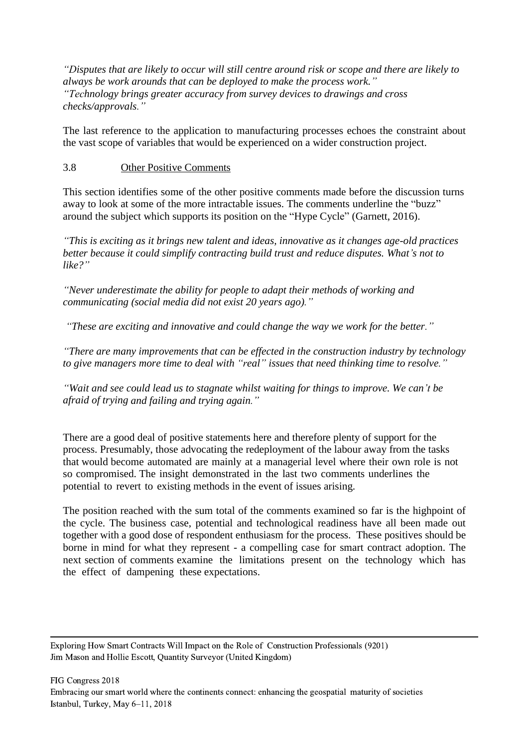*"Disputes that are likely to occur will still centre around risk or scope and there are likely to always be work arounds that can be deployed to make the process work."*
*"Technology brings greater accuracy from survey devices to drawings and cross checks/approvals."*

The last reference to the application to manufacturing processes echoes the constraint about the vast scope of variables that would be experienced on a wider construction project.

### 3.8 Other Positive Comments

This section identifies some of the other positive comments made before the discussion turns away to look at some of the more intractable issues. The comments underline the "buzz" around the subject which supports its position on the "Hype Cycle" (Garnett, 2016).

*"This is exciting as it brings new talent and ideas, innovative as it changes age-old practices better because it could simplify contracting build trust and reduce disputes. What's not to like?"*

*"Never underestimate the ability for people to adapt their methods of working and communicating (social media did not exist 20 years ago)."*

*"These are exciting and innovative and could change the way we work for the better."*

*"There are many improvements that can be effected in the construction industry by technology to give managers more time to deal with "real" issues that need thinking time to resolve."*

*"Wait and see could lead us to stagnate whilst waiting for things to improve. We can't be afraid of trying and failing and trying again."*

There are a good deal of positive statements here and therefore plenty of support for the process. Presumably, those advocating the redeployment of the labour away from the tasks that would become automated are mainly at a managerial level where their own role is not so compromised. The insight demonstrated in the last two comments underlines the potential to revert to existing methods in the event of issues arising.

The position reached with the sum total of the comments examined so far is the highpoint of the cycle. The business case, potential and technological readiness have all been made out together with a good dose of respondent enthusiasm for the process. These positives should be borne in mind for what they represent - a compelling case for smart contract adoption. The next section of comments examine the limitations present on the technology which has the effect of dampening these expectations.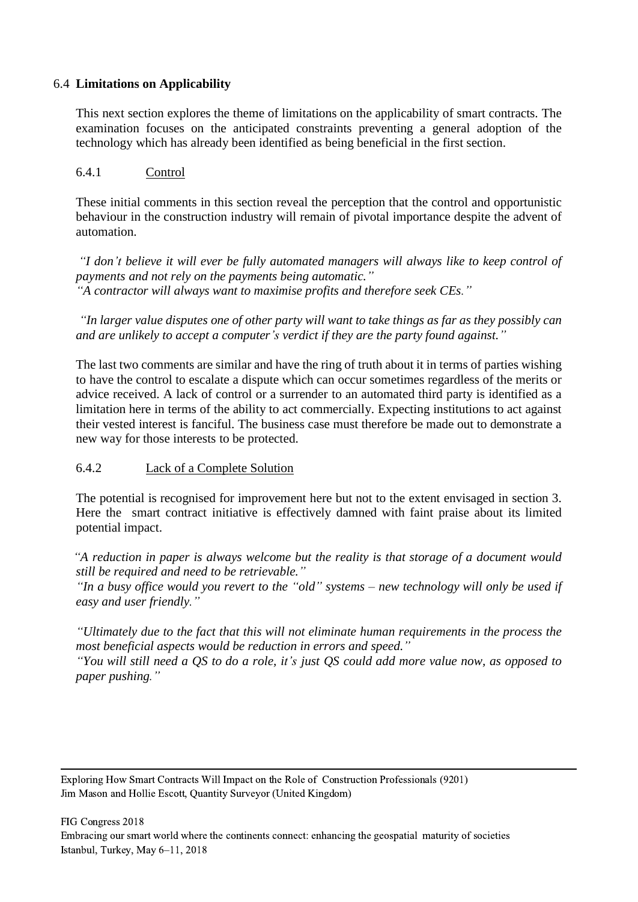## 6.4 Limitations on Applicability

This next section explores the theme of limitations on the applicability of smart contracts. The examination focuses on the anticipated constraints preventing a general adoption of the technology which has already been identified as being beneficial in the first section.

### 6.4.1 Control

These initial comments in this section reveal the perception that the control and opportunistic behaviour in the construction industry will remain of pivotal importance despite the advent of automation.

*"I don't believe it will ever be fully automated managers will always like to keep control of payments and not rely on the payments being automatic."*
*"A contractor will always want to maximise profits and therefore seek CEs."*

*"In larger value disputes one of other party will want to take things as far as they possibly can and are unlikely to accept a computer's verdict if they are the party found against."*

The last two comments are similar and have the ring of truth about it in terms of parties wishing to have the control to escalate a dispute which can occur sometimes regardless of the merits or advice received. A lack of control or a surrender to an automated third party is identified as a limitation here in terms of the ability to act commercially. Expecting institutions to act against their vested interest is fanciful. The business case must therefore be made out to demonstrate a new way for those interests to be protected.

### 6.4.2 Lack of a Complete Solution

The potential is recognised for improvement here but not to the extent envisaged in section 3. Here the smart contract initiative is effectively damned with faint praise about its limited potential impact.

*"A reduction in paper is always welcome but the reality is that storage of a document would still be required and need to be retrievable."*
*"In a busy office would you revert to the "old" systems – new technology will only be used if easy and user friendly."*

*"Ultimately due to the fact that this will not eliminate human requirements in the process the most beneficial aspects would be reduction in errors and speed."*
*"You will still need a QS to do a role, it's just QS could add more value now, as opposed to paper pushing."*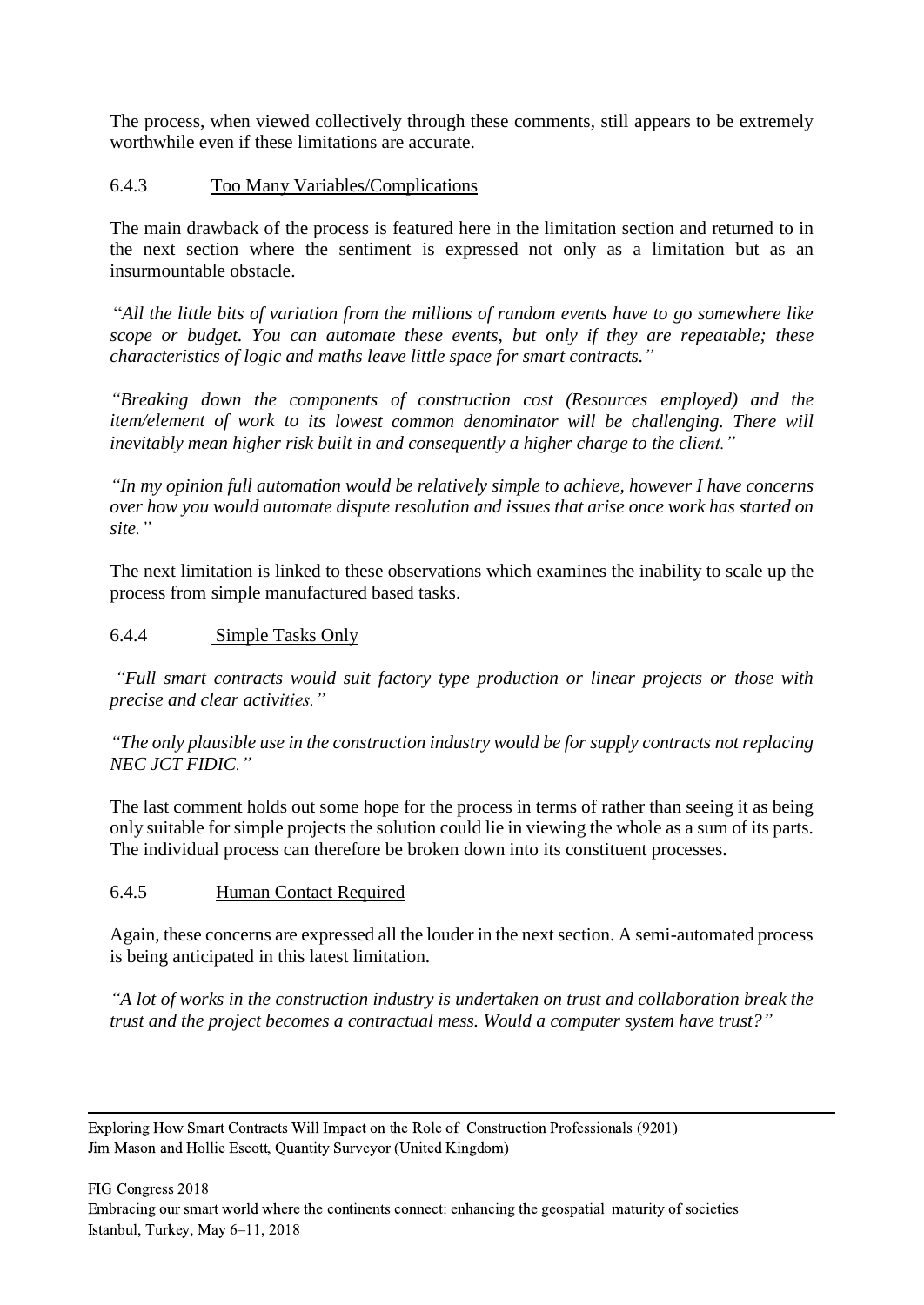The process, when viewed collectively through these comments, still appears to be extremely worthwhile even if these limitations are accurate.

#### 6.4.3 Too Many Variables/Complications

The main drawback of the process is featured here in the limitation section and returned to in the next section where the sentiment is expressed not only as a limitation but as an insurmountable obstacle.

"*All the little bits of variation from the millions of random events have to go somewhere like scope or budget. You can automate these events, but only if they are repeatable; these characteristics of logic and maths leave little space for smart contracts."*

*"Breaking down the components of construction cost (Resources employed) and the item/element of work to its lowest common denominator will be challenging. There will inevitably mean higher risk built in and consequently a higher charge to the client."*

*"In my opinion full automation would be relatively simple to achieve, however I have concerns over how you would automate dispute resolution and issues that arise once work has started on site."*

The next limitation is linked to these observations which examines the inability to scale up the process from simple manufactured based tasks.

#### 6.4.4 Simple Tasks Only

*"Full smart contracts would suit factory type production or linear projects or those with precise and clear activities."*

*"The only plausible use in the construction industry would be for supply contracts not replacing NEC JCT FIDIC."*

The last comment holds out some hope for the process in terms of rather than seeing it as being only suitable for simple projects the solution could lie in viewing the whole as a sum of its parts. The individual process can therefore be broken down into its constituent processes.

#### 6.4.5 Human Contact Required

Again, these concerns are expressed all the louder in the next section. A semi-automated process is being anticipated in this latest limitation.

*"A lot of works in the construction industry is undertaken on trust and collaboration break the trust and the project becomes a contractual mess. Would a computer system have trust?"*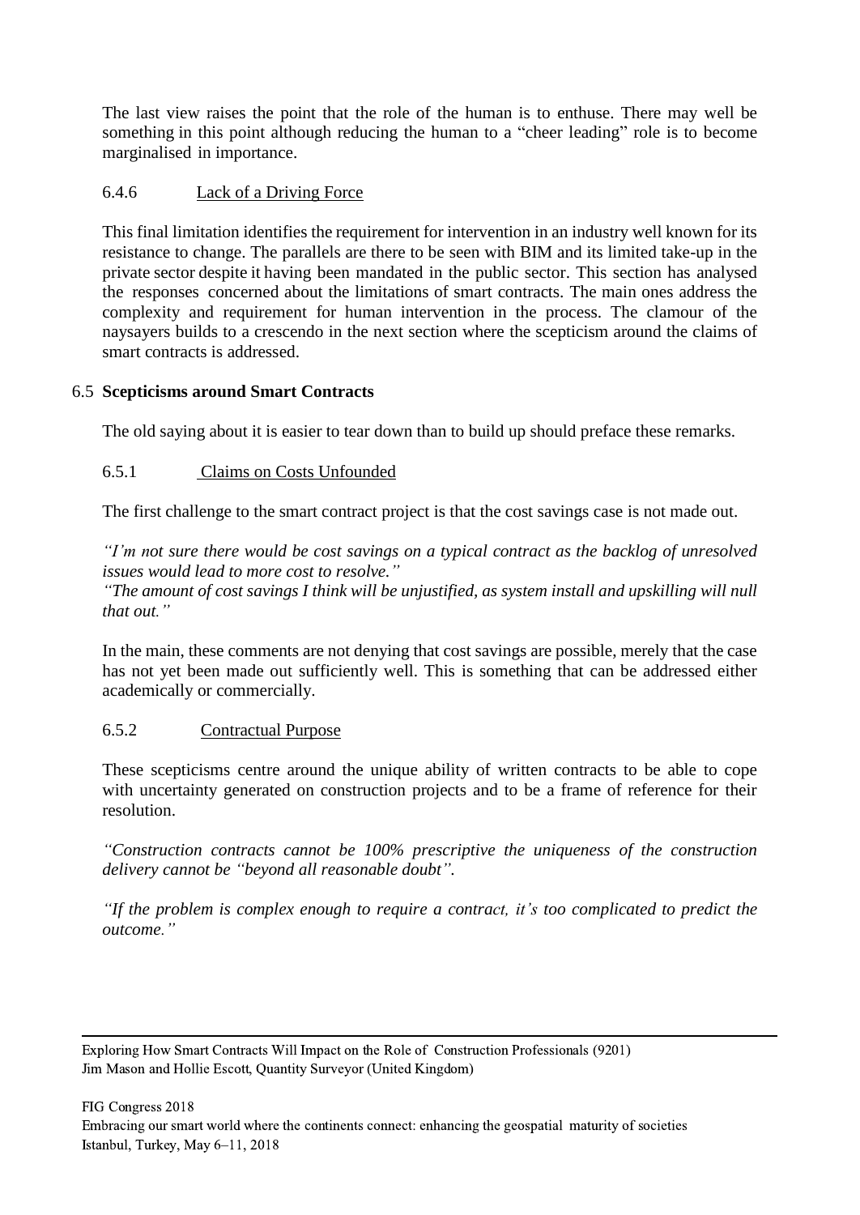The last view raises the point that the role of the human is to enthuse. There may well be something in this point although reducing the human to a "cheer leading" role is to become marginalised in importance.

#### 6.4.6 Lack of a Driving Force

This final limitation identifies the requirement for intervention in an industry well known for its resistance to change. The parallels are there to be seen with BIM and its limited take-up in the private sector despite it having been mandated in the public sector. This section has analysed the responses concerned about the limitations of smart contracts. The main ones address the complexity and requirement for human intervention in the process. The clamour of the naysayers builds to a crescendo in the next section where the scepticism around the claims of smart contracts is addressed.

### 6.5 Scepticisms around Smart Contracts

The old saying about it is easier to tear down than to build up should preface these remarks.

#### 6.5.1 Claims on Costs Unfounded

The first challenge to the smart contract project is that the cost savings case is not made out.

*"I'm not sure there would be cost savings on a typical contract as the backlog of unresolved issues would lead to more cost to resolve."*
*"The amount of cost savings I think will be unjustified, as system install and upskilling will null that out."*

In the main, these comments are not denying that cost savings are possible, merely that the case has not yet been made out sufficiently well. This is something that can be addressed either academically or commercially.

#### 6.5.2 Contractual Purpose

These scepticisms centre around the unique ability of written contracts to be able to cope with uncertainty generated on construction projects and to be a frame of reference for their resolution.

*"Construction contracts cannot be 100% prescriptive the uniqueness of the construction delivery cannot be "beyond all reasonable doubt".*

*"If the problem is complex enough to require a contract, it's too complicated to predict the outcome."*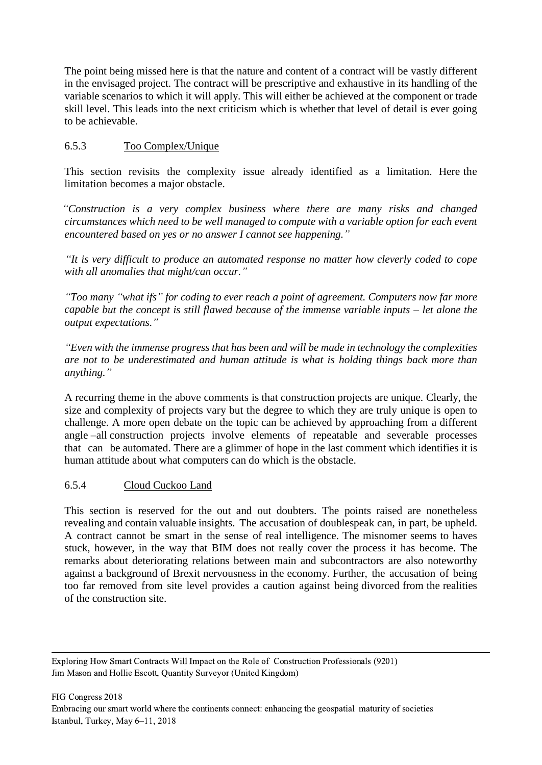The point being missed here is that the nature and content of a contract will be vastly different in the envisaged project. The contract will be prescriptive and exhaustive in its handling of the variable scenarios to which it will apply. This will either be achieved at the component or trade skill level. This leads into the next criticism which is whether that level of detail is ever going to be achievable.

### 6.5.3 Too Complex/Unique

This section revisits the complexity issue already identified as a limitation. Here the limitation becomes a major obstacle.

*"Construction is a very complex business where there are many risks and changed circumstances which need to be well managed to compute with a variable option for each event encountered based on yes or no answer I cannot see happening."*

*"It is very difficult to produce an automated response no matter how cleverly coded to cope with all anomalies that might/can occur."*

*"Too many "what ifs" for coding to ever reach a point of agreement. Computers now far more capable but the concept is still flawed because of the immense variable inputs – let alone the output expectations."*

*"Even with the immense progress that has been and will be made in technology the complexities are not to be underestimated and human attitude is what is holding things back more than anything."*

A recurring theme in the above comments is that construction projects are unique. Clearly, the size and complexity of projects vary but the degree to which they are truly unique is open to challenge. A more open debate on the topic can be achieved by approaching from a different angle –all construction projects involve elements of repeatable and severable processes that can be automated. There are a glimmer of hope in the last comment which identifies it is human attitude about what computers can do which is the obstacle.

### 6.5.4 Cloud Cuckoo Land

This section is reserved for the out and out doubters. The points raised are nonetheless revealing and contain valuable insights. The accusation of doublespeak can, in part, be upheld. A contract cannot be smart in the sense of real intelligence. The misnomer seems to haves stuck, however, in the way that BIM does not really cover the process it has become. The remarks about deteriorating relations between main and subcontractors are also noteworthy against a background of Brexit nervousness in the economy. Further, the accusation of being too far removed from site level provides a caution against being divorced from the realities of the construction site.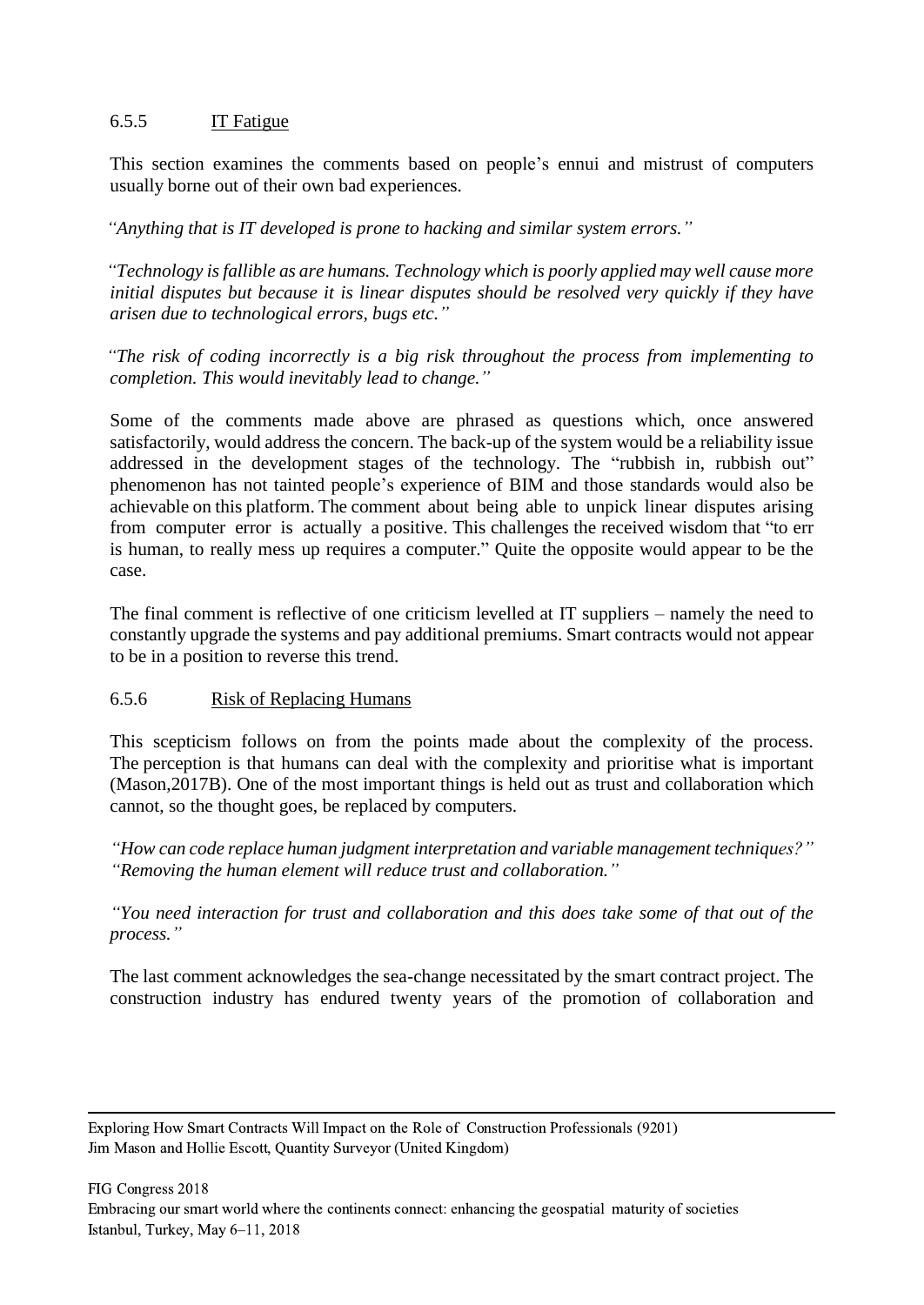#### 6.5.5 IT Fatigue

This section examines the comments based on people's ennui and mistrust of computers usually borne out of their own bad experiences.

*"Anything that is IT developed is prone to hacking and similar system errors."*

*"Technology is fallible as are humans. Technology which is poorly applied may well cause more initial disputes but because it is linear disputes should be resolved very quickly if they have arisen due to technological errors, bugs etc."*

*"The risk of coding incorrectly is a big risk throughout the process from implementing to completion. This would inevitably lead to change."*

Some of the comments made above are phrased as questions which, once answered satisfactorily, would address the concern. The back-up of the system would be a reliability issue addressed in the development stages of the technology. The "rubbish in, rubbish out" phenomenon has not tainted people's experience of BIM and those standards would also be achievable on this platform. The comment about being able to unpick linear disputes arising from computer error is actually a positive. This challenges the received wisdom that "to err is human, to really mess up requires a computer." Quite the opposite would appear to be the case.

The final comment is reflective of one criticism levelled at IT suppliers – namely the need to constantly upgrade the systems and pay additional premiums. Smart contracts would not appear to be in a position to reverse this trend.

#### 6.5.6 Risk of Replacing Humans

This scepticism follows on from the points made about the complexity of the process. The perception is that humans can deal with the complexity and prioritise what is important (Mason,2017B). One of the most important things is held out as trust and collaboration which cannot, so the thought goes, be replaced by computers.

*"How can code replace human judgment interpretation and variable management techniques?"*
*"Removing the human element will reduce trust and collaboration."*

*"You need interaction for trust and collaboration and this does take some of that out of the process."*

The last comment acknowledges the sea-change necessitated by the smart contract project. The construction industry has endured twenty years of the promotion of collaboration and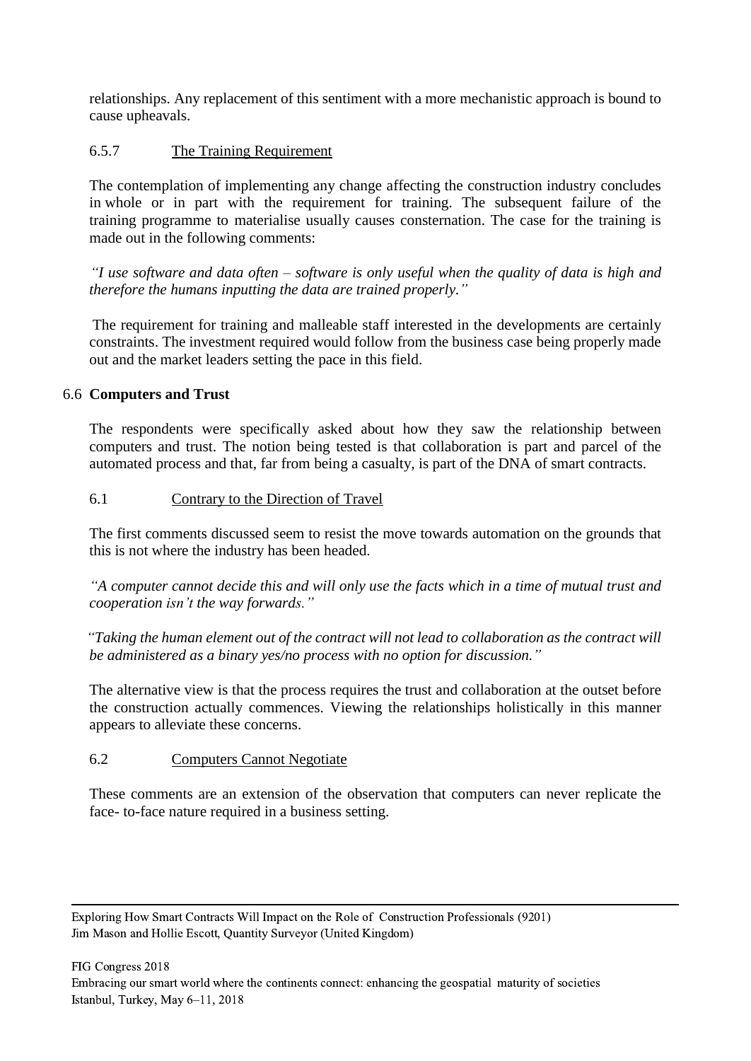relationships. Any replacement of this sentiment with a more mechanistic approach is bound to cause upheavals.

#### 6.5.7 The Training Requirement

The contemplation of implementing any change affecting the construction industry concludes in whole or in part with the requirement for training. The subsequent failure of the training programme to materialise usually causes consternation. The case for the training is made out in the following comments:

*"I use software and data often – software is only useful when the quality of data is high and therefore the humans inputting the data are trained properly."*

The requirement for training and malleable staff interested in the developments are certainly constraints. The investment required would follow from the business case being properly made out and the market leaders setting the pace in this field.

### 6.6 Computers and Trust

The respondents were specifically asked about how they saw the relationship between computers and trust. The notion being tested is that collaboration is part and parcel of the automated process and that, far from being a casualty, is part of the DNA of smart contracts.

#### 6.1 Contrary to the Direction of Travel

The first comments discussed seem to resist the move towards automation on the grounds that this is not where the industry has been headed.

*"A computer cannot decide this and will only use the facts which in a time of mutual trust and cooperation isn't the way forwards."*

*"Taking the human element out of the contract will not lead to collaboration as the contract will be administered as a binary yes/no process with no option for discussion."*

The alternative view is that the process requires the trust and collaboration at the outset before the construction actually commences. Viewing the relationships holistically in this manner appears to alleviate these concerns.

#### 6.2 Computers Cannot Negotiate

These comments are an extension of the observation that computers can never replicate the face- to-face nature required in a business setting.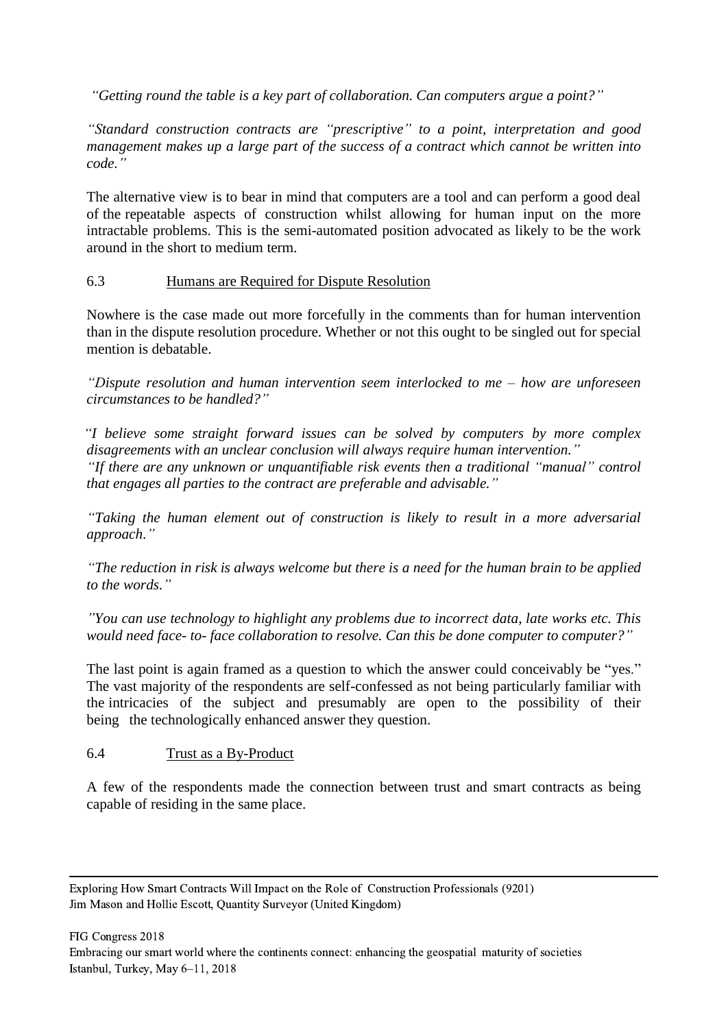*"Getting round the table is a key part of collaboration. Can computers argue a point?"*

*"Standard construction contracts are "prescriptive" to a point, interpretation and good management makes up a large part of the success of a contract which cannot be written into code."*

The alternative view is to bear in mind that computers are a tool and can perform a good deal of the repeatable aspects of construction whilst allowing for human input on the more intractable problems. This is the semi-automated position advocated as likely to be the work around in the short to medium term.

### 6.3 Humans are Required for Dispute Resolution

Nowhere is the case made out more forcefully in the comments than for human intervention than in the dispute resolution procedure. Whether or not this ought to be singled out for special mention is debatable.

*"Dispute resolution and human intervention seem interlocked to me – how are unforeseen circumstances to be handled?"*

*"I believe some straight forward issues can be solved by computers by more complex disagreements with an unclear conclusion will always require human intervention."*
*"If there are any unknown or unquantifiable risk events then a traditional "manual" control that engages all parties to the contract are preferable and advisable."*

*"Taking the human element out of construction is likely to result in a more adversarial approach."*

*"The reduction in risk is always welcome but there is a need for the human brain to be applied to the words."*

*"You can use technology to highlight any problems due to incorrect data, late works etc. This would need face- to- face collaboration to resolve. Can this be done computer to computer?"*

The last point is again framed as a question to which the answer could conceivably be "yes." The vast majority of the respondents are self-confessed as not being particularly familiar with the intricacies of the subject and presumably are open to the possibility of their being the technologically enhanced answer they question.

### 6.4 Trust as a By-Product

A few of the respondents made the connection between trust and smart contracts as being capable of residing in the same place.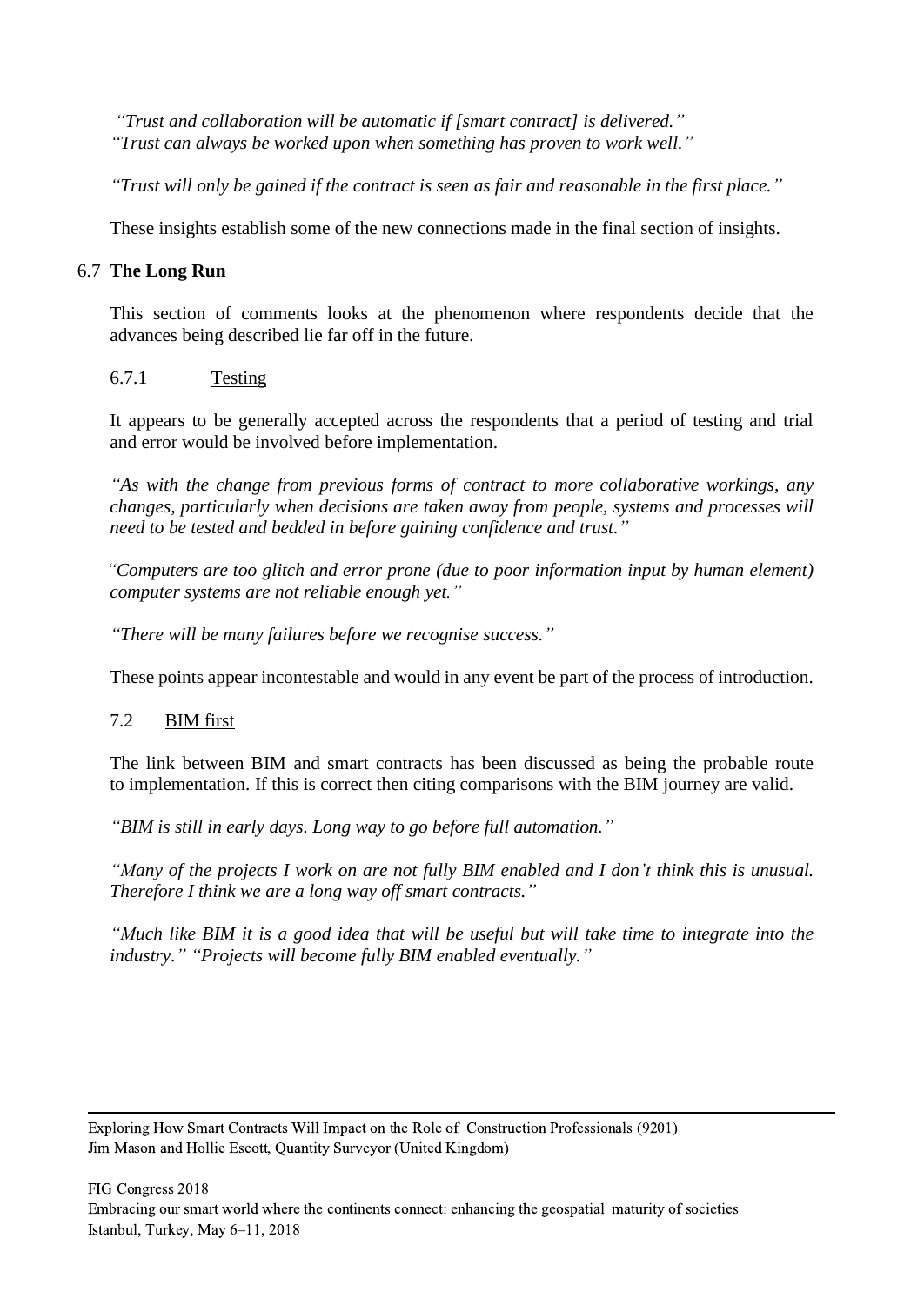*"Trust and collaboration will be automatic if [smart contract] is delivered."*
*"Trust can always be worked upon when something has proven to work well."*

*"Trust will only be gained if the contract is seen as fair and reasonable in the first place."*

These insights establish some of the new connections made in the final section of insights.

## 6.7 The Long Run

This section of comments looks at the phenomenon where respondents decide that the advances being described lie far off in the future.

### 6.7.1 Testing

It appears to be generally accepted across the respondents that a period of testing and trial and error would be involved before implementation.

*"As with the change from previous forms of contract to more collaborative workings, any changes, particularly when decisions are taken away from people, systems and processes will need to be tested and bedded in before gaining confidence and trust."*

*"Computers are too glitch and error prone (due to poor information input by human element) computer systems are not reliable enough yet."*

*"There will be many failures before we recognise success."*

These points appear incontestable and would in any event be part of the process of introduction.

### 7.2 BIM first

The link between BIM and smart contracts has been discussed as being the probable route to implementation. If this is correct then citing comparisons with the BIM journey are valid.

*"BIM is still in early days. Long way to go before full automation."*

*"Many of the projects I work on are not fully BIM enabled and I don't think this is unusual. Therefore I think we are a long way off smart contracts."*

*"Much like BIM it is a good idea that will be useful but will take time to integrate into the industry." "Projects will become fully BIM enabled eventually."*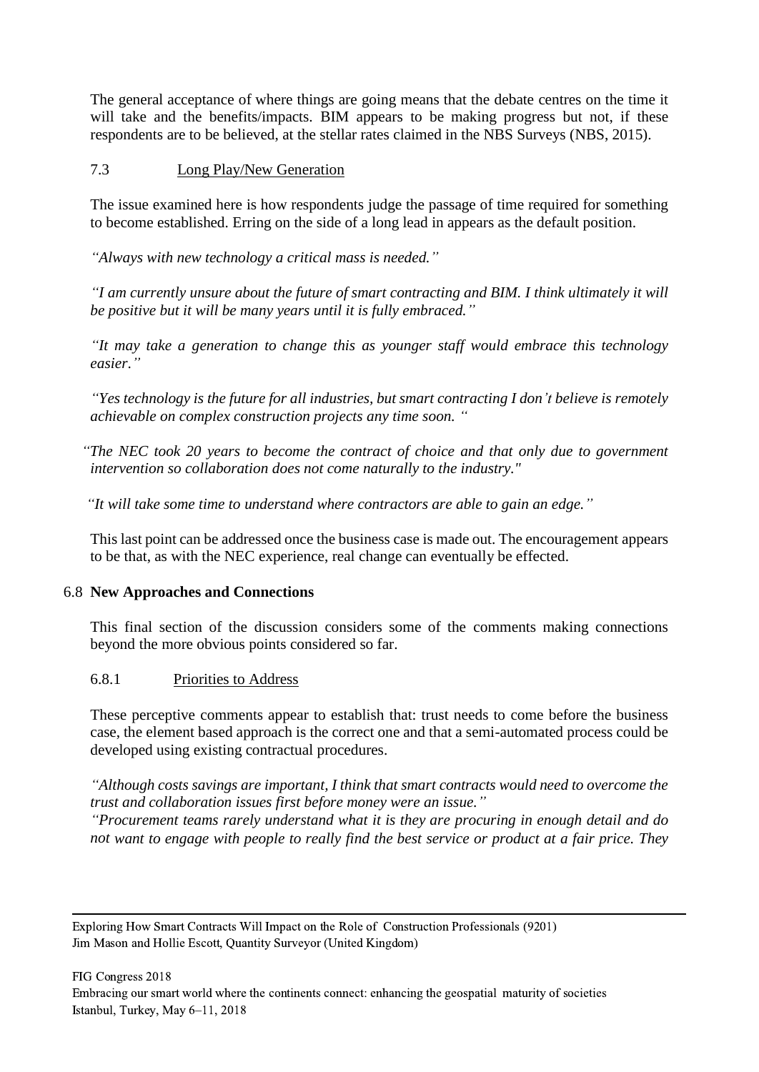The general acceptance of where things are going means that the debate centres on the time it will take and the benefits/impacts. BIM appears to be making progress but not, if these respondents are to be believed, at the stellar rates claimed in the NBS Surveys (NBS, 2015).

#### 7.3 Long Play/New Generation

The issue examined here is how respondents judge the passage of time required for something to become established. Erring on the side of a long lead in appears as the default position.

*"Always with new technology a critical mass is needed."*

*"I am currently unsure about the future of smart contracting and BIM. I think ultimately it will be positive but it will be many years until it is fully embraced."*

*"It may take a generation to change this as younger staff would embrace this technology easier."*

*"Yes technology is the future for all industries, but smart contracting I don't believe is remotely achievable on complex construction projects any time soon. "*

*"The NEC took 20 years to become the contract of choice and that only due to government intervention so collaboration does not come naturally to the industry."*

*"It will take some time to understand where contractors are able to gain an edge."*

This last point can be addressed once the business case is made out. The encouragement appears to be that, as with the NEC experience, real change can eventually be effected.

### 6.8 New Approaches and Connections

This final section of the discussion considers some of the comments making connections beyond the more obvious points considered so far.

#### 6.8.1 Priorities to Address

These perceptive comments appear to establish that: trust needs to come before the business case, the element based approach is the correct one and that a semi-automated process could be developed using existing contractual procedures.

*"Although costs savings are important, I think that smart contracts would need to overcome the trust and collaboration issues first before money were an issue."*
*"Procurement teams rarely understand what it is they are procuring in enough detail and do not want to engage with people to really find the best service or product at a fair price. They*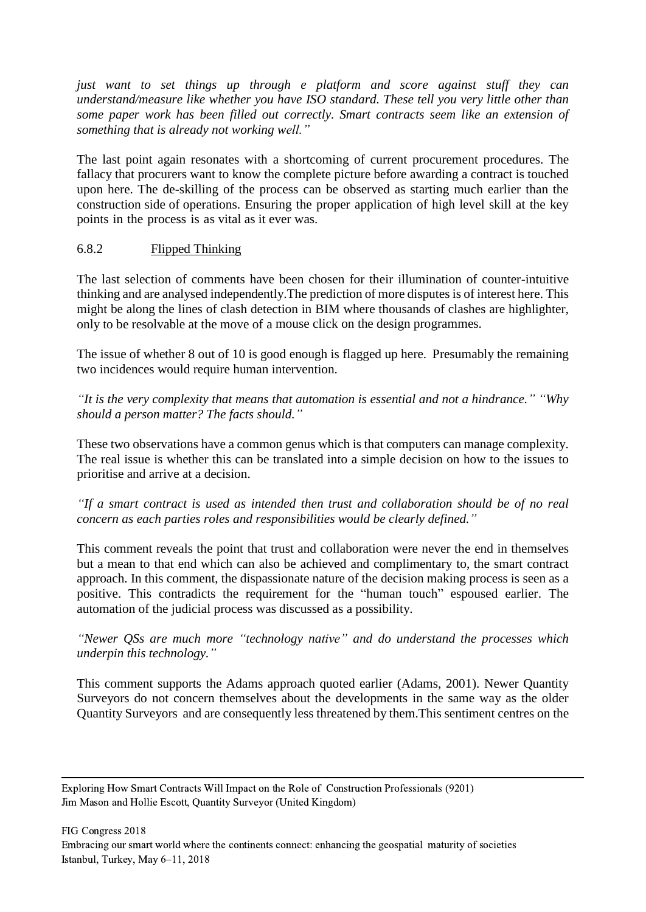*just want to set things up through e platform and score against stuff they can understand/measure like whether you have ISO standard. These tell you very little other than some paper work has been filled out correctly. Smart contracts seem like an extension of something that is already not working well."*

The last point again resonates with a shortcoming of current procurement procedures. The fallacy that procurers want to know the complete picture before awarding a contract is touched upon here. The de-skilling of the process can be observed as starting much earlier than the construction side of operations. Ensuring the proper application of high level skill at the key points in the process is as vital as it ever was.

### 6.8.2 Flipped Thinking

The last selection of comments have been chosen for their illumination of counter-intuitive thinking and are analysed independently.The prediction of more disputes is of interest here. This might be along the lines of clash detection in BIM where thousands of clashes are highlighter, only to be resolvable at the move of a mouse click on the design programmes.

The issue of whether 8 out of 10 is good enough is flagged up here. Presumably the remaining two incidences would require human intervention.

*"It is the very complexity that means that automation is essential and not a hindrance." "Why should a person matter? The facts should."*

These two observations have a common genus which is that computers can manage complexity. The real issue is whether this can be translated into a simple decision on how to the issues to prioritise and arrive at a decision.

*"If a smart contract is used as intended then trust and collaboration should be of no real concern as each parties roles and responsibilities would be clearly defined."*

This comment reveals the point that trust and collaboration were never the end in themselves but a mean to that end which can also be achieved and complimentary to, the smart contract approach. In this comment, the dispassionate nature of the decision making process is seen as a positive. This contradicts the requirement for the "human touch" espoused earlier. The automation of the judicial process was discussed as a possibility.

*"Newer QSs are much more "technology native" and do understand the processes which underpin this technology."*

This comment supports the Adams approach quoted earlier (Adams, 2001). Newer Quantity Surveyors do not concern themselves about the developments in the same way as the older Quantity Surveyors and are consequently less threatened by them.This sentiment centres on the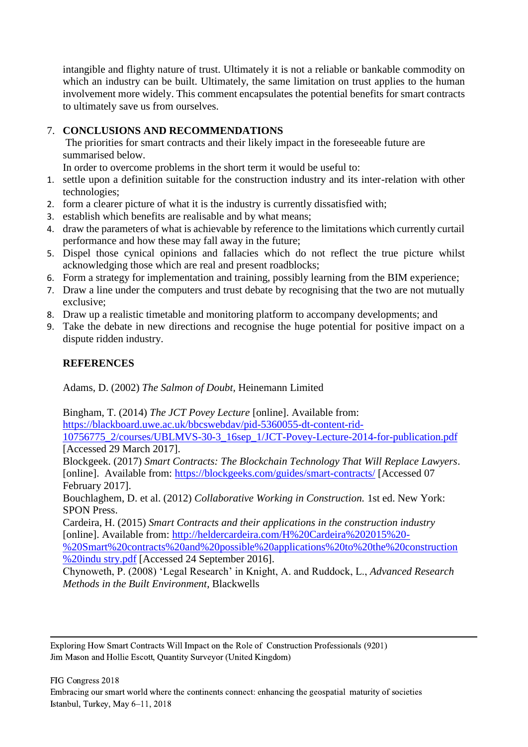intangible and flighty nature of trust. Ultimately it is not a reliable or bankable commodity on which an industry can be built. Ultimately, the same limitation on trust applies to the human involvement more widely. This comment encapsulates the potential benefits for smart contracts to ultimately save us from ourselves.

## 7. CONCLUSIONS AND RECOMMENDATIONS

The priorities for smart contracts and their likely impact in the foreseeable future are summarised below.

In order to overcome problems in the short term it would be useful to:

1. settle upon a definition suitable for the construction industry and its inter-relation with other technologies;
2. form a clearer picture of what it is the industry is currently dissatisfied with;
3. establish which benefits are realisable and by what means;
4. draw the parameters of what is achievable by reference to the limitations which currently curtail performance and how these may fall away in the future;
5. Dispel those cynical opinions and fallacies which do not reflect the true picture whilst acknowledging those which are real and present roadblocks;
6. Form a strategy for implementation and training, possibly learning from the BIM experience;
7. Draw a line under the computers and trust debate by recognising that the two are not mutually exclusive;
8. Draw up a realistic timetable and monitoring platform to accompany developments; and
9. Take the debate in new directions and recognise the huge potential for positive impact on a dispute ridden industry.

## REFERENCES

Adams, D. (2002) *The Salmon of Doubt*, Heinemann Limited

Bingham, T. (2014) *The JCT Povey Lecture* [online]. Available from: https://blackboard.uwe.ac.uk/bbcswebdav/pid-5360055-dt-content-rid-10756775_2/courses/UBLMVS-30-3_16sep_1/JCT-Povey-Lecture-2014-for-publication.pdf [Accessed 29 March 2017].

Blockgeek. (2017) *Smart Contracts: The Blockchain Technology That Will Replace Lawyers*. [online]. Available from: https://blockgeeks.com/guides/smart-contracts/ [Accessed 07 February 2017].

Bouchlaghem, D. et al. (2012) *Collaborative Working in Construction.* 1st ed. New York: SPON Press.

Cardeira, H. (2015) *Smart Contracts and their applications in the construction industry* [online]. Available from: http://heldercardeira.com/H%20Cardeira%202015%20-%20Smart%20contracts%20and%20possible%20applications%20to%20the%20construction%20indu stry.pdf [Accessed 24 September 2016].

Chynoweth, P. (2008) 'Legal Research' in Knight, A. and Ruddock, L., *Advanced Research Methods in the Built Environment*, Blackwells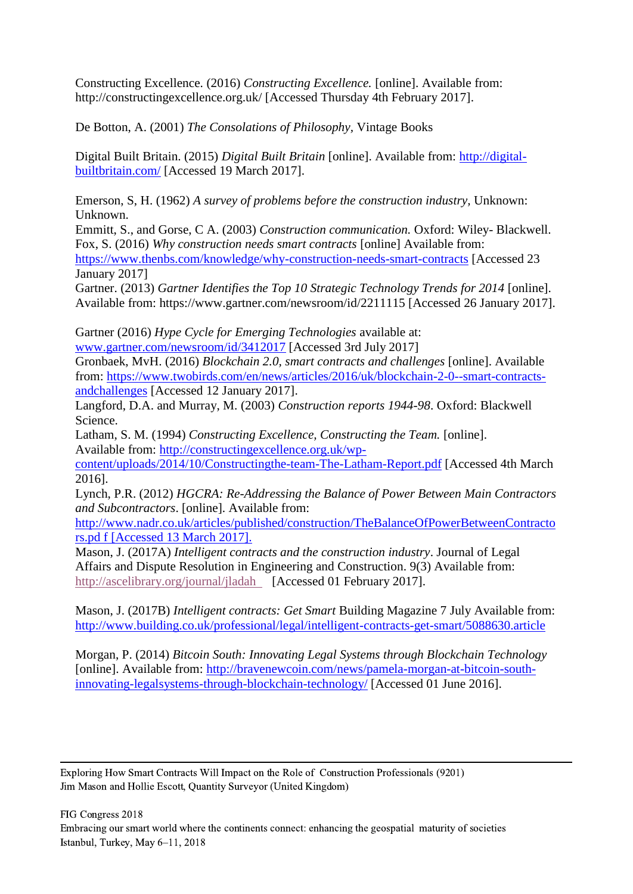Constructing Excellence. (2016) *Constructing Excellence.* [online]. Available from: http://constructingexcellence.org.uk/ [Accessed Thursday 4th February 2017].

De Botton, A. (2001) *The Consolations of Philosophy*, Vintage Books

Digital Built Britain. (2015) *Digital Built Britain* [online]. Available from: http://digital-builtbritain.com/ [Accessed 19 March 2017].

Emerson, S, H. (1962) *A survey of problems before the construction industry,* Unknown: Unknown.

Emmitt, S., and Gorse, C A. (2003) *Construction communication.* Oxford: Wiley- Blackwell.

Fox, S. (2016) *Why construction needs smart contracts* [online] Available from: https://www.thenbs.com/knowledge/why-construction-needs-smart-contracts [Accessed 23 January 2017]

Gartner. (2013) *Gartner Identifies the Top 10 Strategic Technology Trends for 2014* [online]. Available from: https://www.gartner.com/newsroom/id/2211115 [Accessed 26 January 2017].

Gartner (2016) *Hype Cycle for Emerging Technologies* available at: www.gartner.com/newsroom/id/3412017 [Accessed 3rd July 2017]

Gronbaek, MvH. (2016) *Blockchain 2.0, smart contracts and challenges* [online]. Available from: https://www.twobirds.com/en/news/articles/2016/uk/blockchain-2-0--smart-contracts-andchallenges [Accessed 12 January 2017].

Langford, D.A. and Murray, M. (2003) *Construction reports 1944-98*. Oxford: Blackwell Science.

Latham, S. M. (1994) *Constructing Excellence, Constructing the Team.* [online]. Available from: http://constructingexcellence.org.uk/wp-content/uploads/2014/10/Constructingthe-team-The-Latham-Report.pdf [Accessed 4th March 2016].

Lynch, P.R. (2012) *HGCRA: Re-Addressing the Balance of Power Between Main Contractors and Subcontractors*. [online]. Available from: http://www.nadr.co.uk/articles/published/construction/TheBalanceOfPowerBetweenContractors.pd f [Accessed 13 March 2017].

Mason, J. (2017A) *Intelligent contracts and the construction industry*. Journal of Legal Affairs and Dispute Resolution in Engineering and Construction. 9(3) Available from: http://ascelibrary.org/journal/jladah [Accessed 01 February 2017].

Mason, J. (2017B) *Intelligent contracts: Get Smart* Building Magazine 7 July Available from: http://www.building.co.uk/professional/legal/intelligent-contracts-get-smart/5088630.article

Morgan, P. (2014) *Bitcoin South: Innovating Legal Systems through Blockchain Technology* [online]. Available from: http://bravenewcoin.com/news/pamela-morgan-at-bitcoin-south-innovating-legalsystems-through-blockchain-technology/ [Accessed 01 June 2016].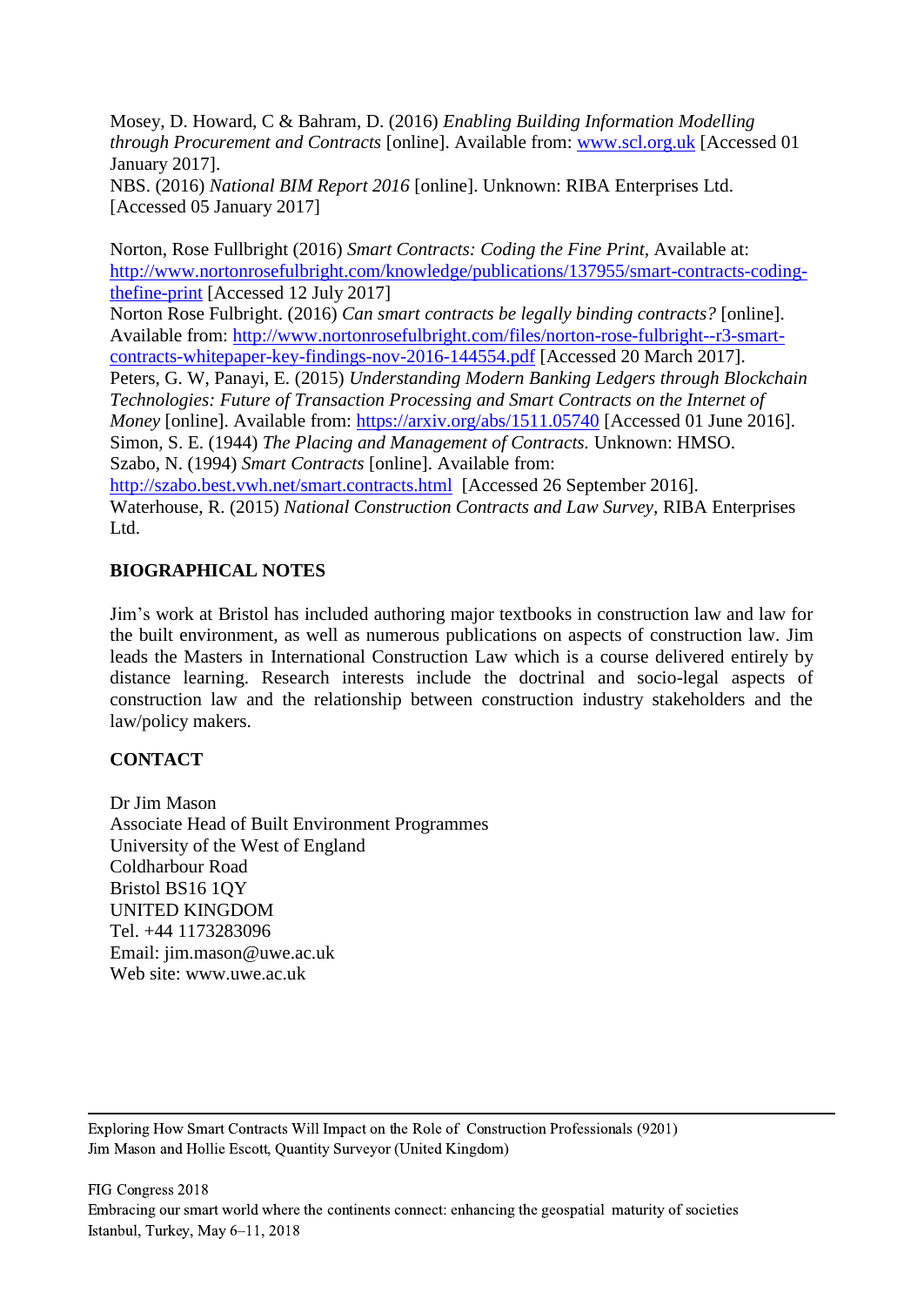Mosey, D. Howard, C & Bahram, D. (2016) *Enabling Building Information Modelling through Procurement and Contracts* [online]. Available from: www.scl.org.uk [Accessed 01 January 2017].

NBS. (2016) *National BIM Report 2016* [online]. Unknown: RIBA Enterprises Ltd. [Accessed 05 January 2017]

Norton, Rose Fullbright (2016) *Smart Contracts: Coding the Fine Print*, Available at: http://www.nortonrosefulbright.com/knowledge/publications/137955/smart-contracts-coding-thefine-print [Accessed 12 July 2017]

Norton Rose Fulbright. (2016) *Can smart contracts be legally binding contracts?* [online]. Available from: http://www.nortonrosefulbright.com/files/norton-rose-fulbright--r3-smart-contracts-whitepaper-key-findings-nov-2016-144554.pdf [Accessed 20 March 2017].

Peters, G. W, Panayi, E. (2015) *Understanding Modern Banking Ledgers through Blockchain Technologies: Future of Transaction Processing and Smart Contracts on the Internet of Money* [online]. Available from: https://arxiv.org/abs/1511.05740 [Accessed 01 June 2016].

Simon, S. E. (1944) *The Placing and Management of Contracts.* Unknown: HMSO.

Szabo, N. (1994) *Smart Contracts* [online]. Available from: http://szabo.best.vwh.net/smart.contracts.html [Accessed 26 September 2016].

Waterhouse, R. (2015) *National Construction Contracts and Law Survey*, RIBA Enterprises Ltd.

## BIOGRAPHICAL NOTES

Jim's work at Bristol has included authoring major textbooks in construction law and law for the built environment, as well as numerous publications on aspects of construction law. Jim leads the Masters in International Construction Law which is a course delivered entirely by distance learning. Research interests include the doctrinal and socio-legal aspects of construction law and the relationship between construction industry stakeholders and the law/policy makers.

## CONTACT

Dr Jim Mason
Associate Head of Built Environment Programmes
University of the West of England
Coldharbour Road
Bristol BS16 1QY
UNITED KINGDOM
Tel. +44 1173283096
Email: jim.mason@uwe.ac.uk
Web site: www.uwe.ac.uk